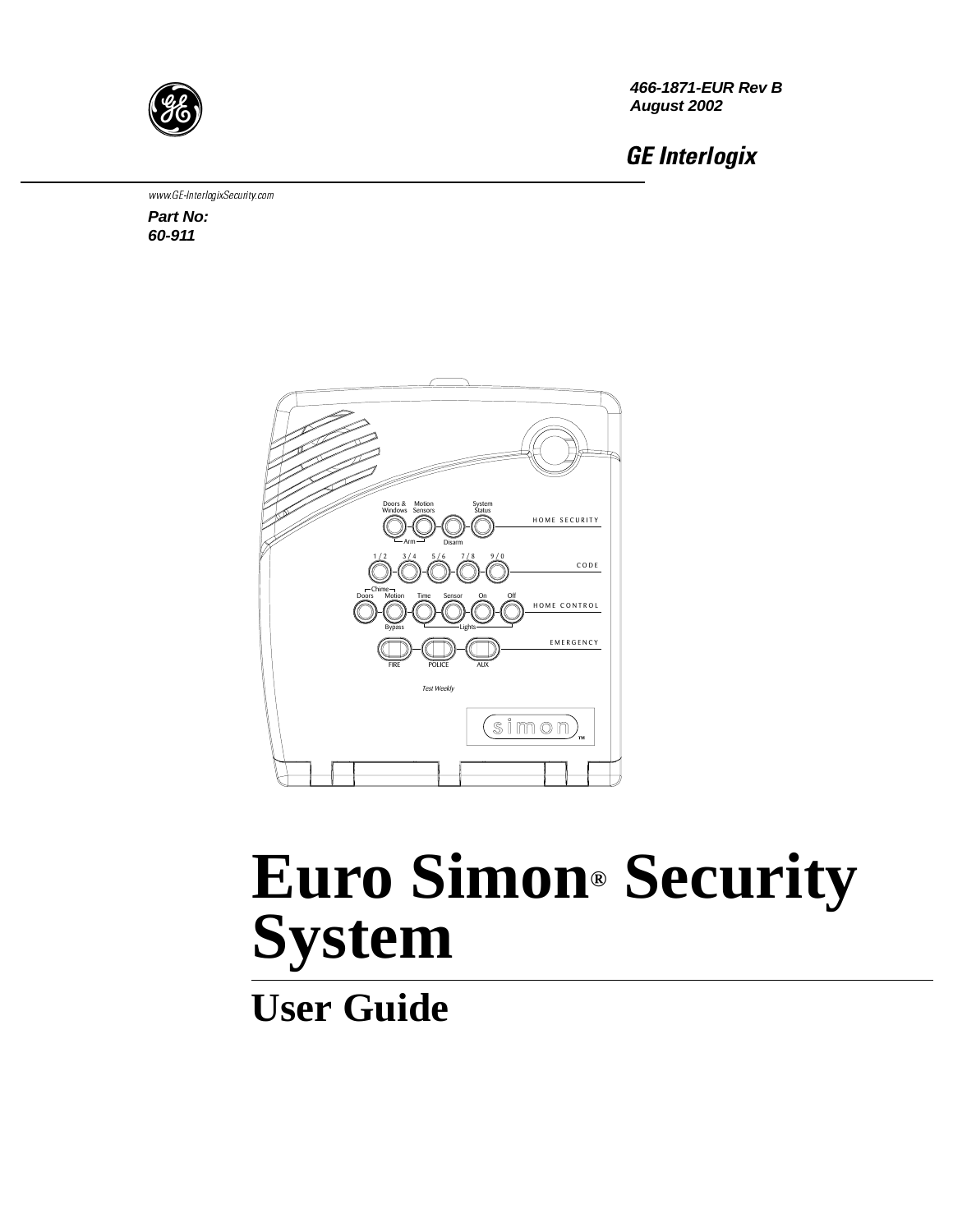466-1871-EUR Rev B
August 2002

**GE Interlogix**

www.GE-InterlogixSecurity.com

***Part No: 60-911***

# Euro Simon® Security System

## User Guide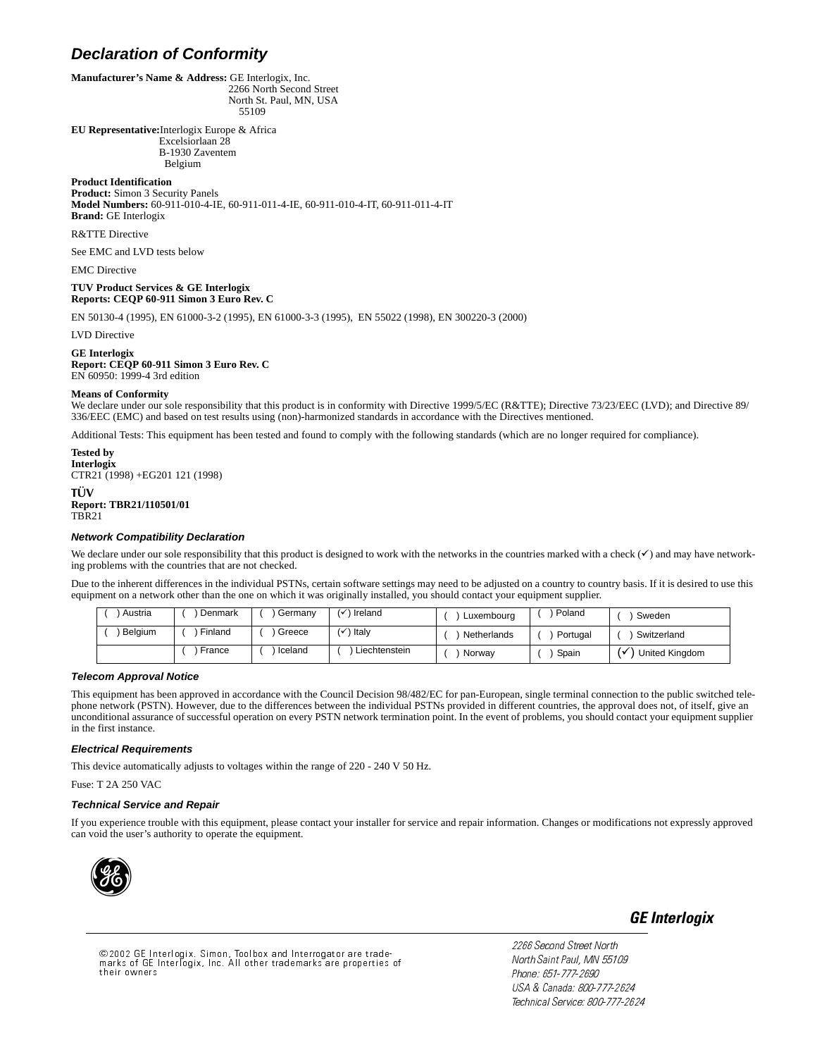## Declaration of Conformity

**Manufacturer's Name & Address:** GE Interlogix, Inc.
2266 North Second Street
North St. Paul, MN, USA
55109

**EU Representative:** Interlogix Europe & Africa
Excelsiorlaan 28
B-1930 Zaventem
Belgium

**Product Identification**
**Product:** Simon 3 Security Panels
**Model Numbers:** 60-911-010-4-IE, 60-911-011-4-IE, 60-911-010-4-IT, 60-911-011-4-IT
**Brand:** GE Interlogix

R&TTE Directive

See EMC and LVD tests below

EMC Directive

**TUV Product Services & GE Interlogix**
**Reports: CEQP 60-911 Simon 3 Euro Rev. C**

EN 50130-4 (1995), EN 61000-3-2 (1995), EN 61000-3-3 (1995), EN 55022 (1998), EN 300220-3 (2000)

LVD Directive

**GE Interlogix**
**Report: CEQP 60-911 Simon 3 Euro Rev. C**
EN 60950: 1999-4 3rd edition

**Means of Conformity**
We declare under our sole responsibility that this product is in conformity with Directive 1999/5/EC (R&TTE); Directive 73/23/EEC (LVD); and Directive 89/336/EEC (EMC) and based on test results using (non)-harmonized standards in accordance with the Directives mentioned.

Additional Tests: This equipment has been tested and found to comply with the following standards (which are no longer required for compliance).

**Tested by**
**Interlogix**
CTR21 (1998) +EG201 121 (1998)

**TÜV**
**Report: TBR21/110501/01**
TBR21

### Network Compatibility Declaration

We declare under our sole responsibility that this product is designed to work with the networks in the countries marked with a check (✓) and may have network-ing problems with the countries that are not checked.

Due to the inherent differences in the individual PSTNs, certain software settings may need to be adjusted on a country to country basis. If it is desired to use this equipment on a network other than the one on which it was originally installed, you should contact your equipment supplier.

| | | | | | | |
|---|---|---|---|---|---|---|
| ( ) Austria | ( ) Denmark | ( ) Germany | (✓) Ireland | ( ) Luxembourg | ( ) Poland | ( ) Sweden |
| ( ) Belgium | ( ) Finland | ( ) Greece | (✓) Italy | ( ) Netherlands | ( ) Portugal | ( ) Switzerland |
| | ( ) France | ( ) Iceland | ( ) Liechtenstein | ( ) Norway | ( ) Spain | (✓) United Kingdom |

### Telecom Approval Notice

This equipment has been approved in accordance with the Council Decision 98/482/EC for pan-European, single terminal connection to the public switched telephone network (PSTN). However, due to the differences between the individual PSTNs provided in different countries, the approval does not, of itself, give an unconditional assurance of successful operation on every PSTN network termination point. In the event of problems, you should contact your equipment supplier in the first instance.

### Electrical Requirements

This device automatically adjusts to voltages within the range of 220 - 240 V 50 Hz.

Fuse: T 2A 250 VAC

### Technical Service and Repair

If you experience trouble with this equipment, please contact your installer for service and repair information. Changes or modifications not expressly approved can void the user's authority to operate the equipment.

**GE Interlogix**

©2002 GE Interlogix. Simon, Toolbox and Interrogator are trademarks of GE Interlogix, Inc. All other trademarks are properties of their owners

*2266 Second Street North*
*North Saint Paul, MN 55109*
*Phone: 651-777-2690*
*USA & Canada: 800-777-2624*
*Technical Service: 800-777-2624*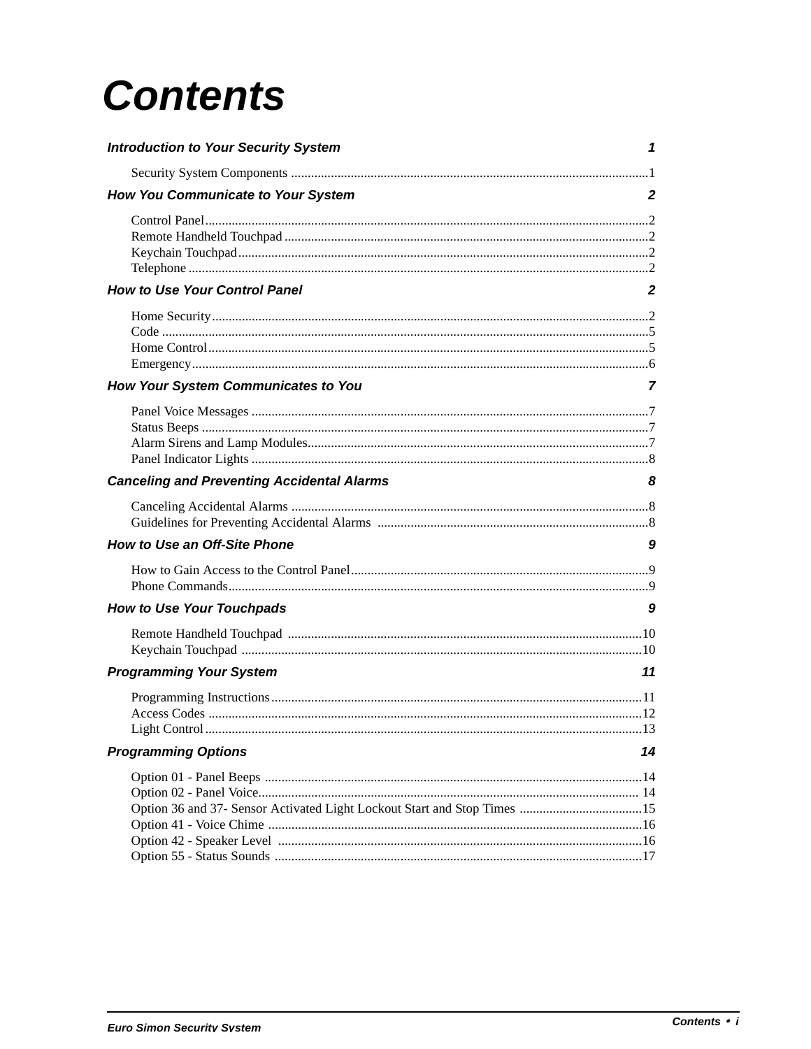# Contents

**_Introduction to Your Security System_** **_1_**

Security System Components ........................................................................................................1

**_How You Communicate to Your System_** **_2_**

Control Panel....................................................................................................................................2
Remote Handheld Touchpad ............................................................................................................2
Keychain Touchpad..........................................................................................................................2
Telephone .........................................................................................................................................2

**_How to Use Your Control Panel_** **_2_**

Home Security..................................................................................................................................2
Code .................................................................................................................................................5
Home Control...................................................................................................................................5
Emergency........................................................................................................................................6

**_How Your System Communicates to You_** **_7_**

Panel Voice Messages ......................................................................................................................7
Status Beeps .....................................................................................................................................7
Alarm Sirens and Lamp Modules.....................................................................................................7
Panel Indicator Lights ......................................................................................................................8

**_Canceling and Preventing Accidental Alarms_** **_8_**

Canceling Accidental Alarms ..........................................................................................................8
Guidelines for Preventing Accidental Alarms .................................................................................8

**_How to Use an Off-Site Phone_** **_9_**

How to Gain Access to the Control Panel........................................................................................9
Phone Commands.............................................................................................................................9

**_How to Use Your Touchpads_** **_9_**

Remote Handheld Touchpad .........................................................................................................10
Keychain Touchpad .......................................................................................................................10

**_Programming Your System_** **_11_**

Programming Instructions..............................................................................................................11
Access Codes .................................................................................................................................12
Light Control..................................................................................................................................13

**_Programming Options_** **_14_**

Option 01 - Panel Beeps ................................................................................................................14
Option 02 - Panel Voice................................................................................................................. 14
Option 36 and 37- Sensor Activated Light Lockout Start and Stop Times ....................................15
Option 41 - Voice Chime ...............................................................................................................16
Option 42 - Speaker Level ............................................................................................................16
Option 55 - Status Sounds .............................................................................................................17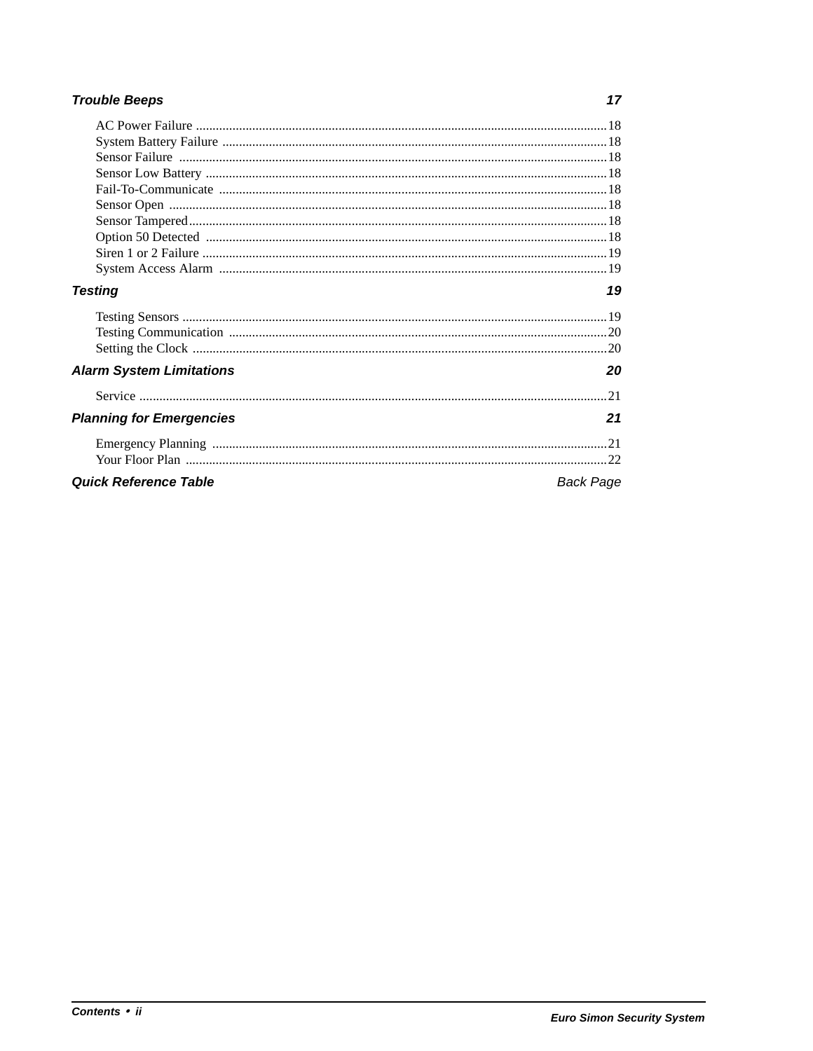**Trouble Beeps** **17**

- AC Power Failure ....18
- System Battery Failure ....18
- Sensor Failure ....18
- Sensor Low Battery ....18
- Fail-To-Communicate ....18
- Sensor Open ....18
- Sensor Tampered....18
- Option 50 Detected ....18
- Siren 1 or 2 Failure ....19
- System Access Alarm ....19

**Testing** **19**

- Testing Sensors ....19
- Testing Communication ....20
- Setting the Clock ....20

**Alarm System Limitations** **20**

- Service ....21

**Planning for Emergencies** **21**

- Emergency Planning ....21
- Your Floor Plan ....22

**Quick Reference Table** Back Page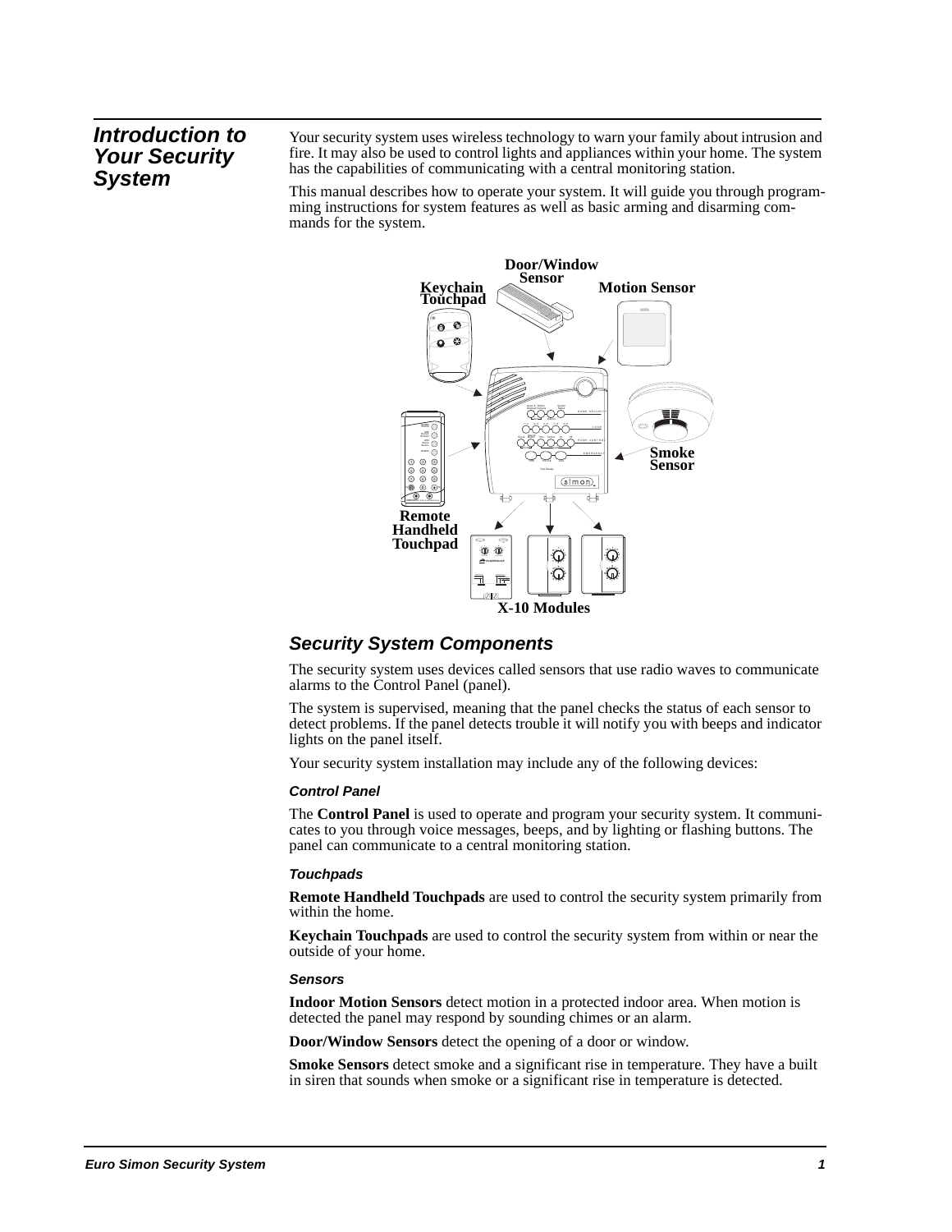## Introduction to Your Security System

Your security system uses wireless technology to warn your family about intrusion and fire. It may also be used to control lights and appliances within your home. The system has the capabilities of communicating with a central monitoring station.

This manual describes how to operate your system. It will guide you through programming instructions for system features as well as basic arming and disarming commands for the system.

Door/Window Sensor

Keychain Touchpad

Motion Sensor

Smoke Sensor

Remote Handheld Touchpad

X-10 Modules

### Security System Components

The security system uses devices called sensors that use radio waves to communicate alarms to the Control Panel (panel).

The system is supervised, meaning that the panel checks the status of each sensor to detect problems. If the panel detects trouble it will notify you with beeps and indicator lights on the panel itself.

Your security system installation may include any of the following devices:

#### Control Panel

The **Control Panel** is used to operate and program your security system. It communicates to you through voice messages, beeps, and by lighting or flashing buttons. The panel can communicate to a central monitoring station.

#### Touchpads

**Remote Handheld Touchpads** are used to control the security system primarily from within the home.

**Keychain Touchpads** are used to control the security system from within or near the outside of your home.

#### Sensors

**Indoor Motion Sensors** detect motion in a protected indoor area. When motion is detected the panel may respond by sounding chimes or an alarm.

**Door/Window Sensors** detect the opening of a door or window.

**Smoke Sensors** detect smoke and a significant rise in temperature. They have a built in siren that sounds when smoke or a significant rise in temperature is detected.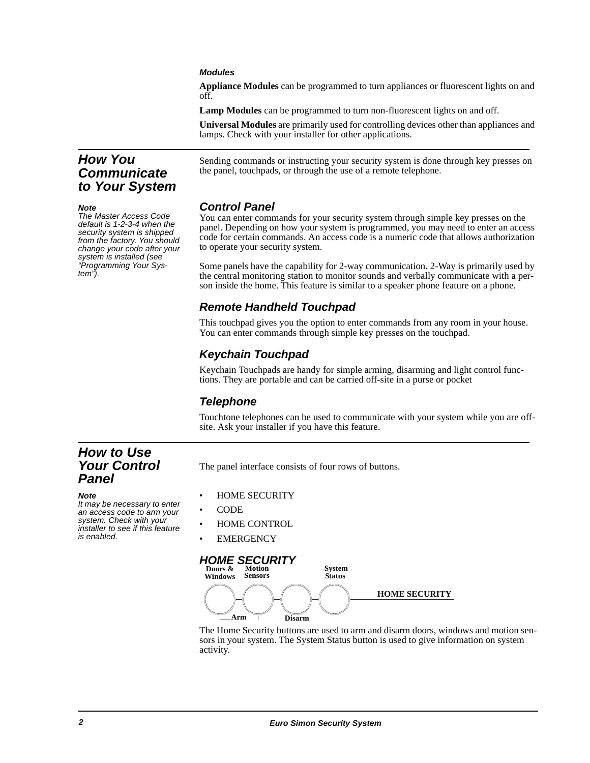*Modules*

**Appliance Modules** can be programmed to turn appliances or fluorescent lights on and off.

**Lamp Modules** can be programmed to turn non-fluorescent lights on and off.

**Universal Modules** are primarily used for controlling devices other than appliances and lamps. Check with your installer for other applications.

## How You Communicate to Your System

Sending commands or instructing your security system is done through key presses on the panel, touchpads, or through the use of a remote telephone.

**Note**
*The Master Access Code default is 1-2-3-4 when the security system is shipped from the factory. You should change your code after your system is installed (see "Programming Your System").*

### Control Panel

You can enter commands for your security system through simple key presses on the panel. Depending on how your system is programmed, you may need to enter an access code for certain commands. An access code is a numeric code that allows authorization to operate your security system.

Some panels have the capability for 2-way communication**.** 2-Way is primarily used by the central monitoring station to monitor sounds and verbally communicate with a person inside the home. This feature is similar to a speaker phone feature on a phone.

### Remote Handheld Touchpad

This touchpad gives you the option to enter commands from any room in your house. You can enter commands through simple key presses on the touchpad.

### Keychain Touchpad

Keychain Touchpads are handy for simple arming, disarming and light control functions. They are portable and can be carried off-site in a purse or pocket

### Telephone

Touchtone telephones can be used to communicate with your system while you are off-site. Ask your installer if you have this feature.

## How to Use Your Control Panel

**Note**
*It may be necessary to enter an access code to arm your system. Check with your installer to see if this feature is enabled.*

The panel interface consists of four rows of buttons.

- HOME SECURITY
- CODE
- HOME CONTROL
- EMERGENCY

### HOME SECURITY

Doors & Windows | Motion Sensors | Disarm | System Status — HOME SECURITY

Arm (Doors & Windows, Motion Sensors) | Disarm

The Home Security buttons are used to arm and disarm doors, windows and motion sensors in your system. The System Status button is used to give information on system activity.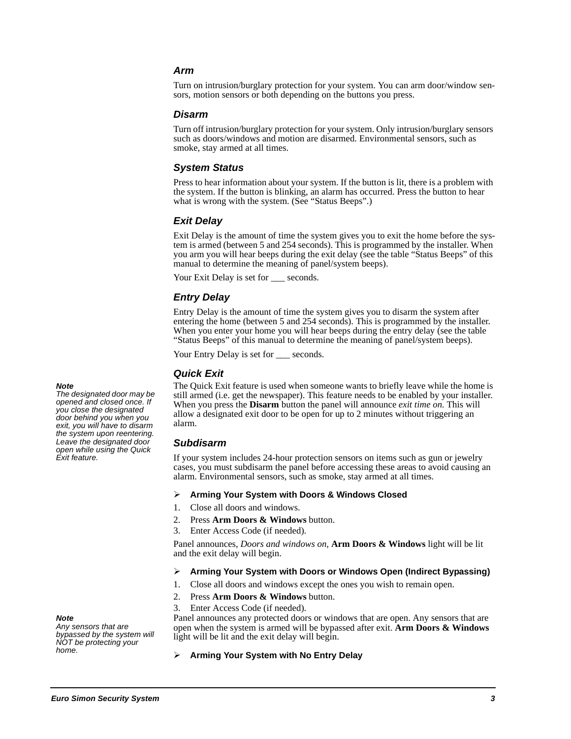### *Arm*

Turn on intrusion/burglary protection for your system. You can arm door/window sensors, motion sensors or both depending on the buttons you press.

### *Disarm*

Turn off intrusion/burglary protection for your system. Only intrusion/burglary sensors such as doors/windows and motion are disarmed. Environmental sensors, such as smoke, stay armed at all times.

### *System Status*

Press to hear information about your system. If the button is lit, there is a problem with the system. If the button is blinking, an alarm has occurred. Press the button to hear what is wrong with the system. (See "Status Beeps".)

### *Exit Delay*

Exit Delay is the amount of time the system gives you to exit the home before the system is armed (between 5 and 254 seconds). This is programmed by the installer. When you arm you will hear beeps during the exit delay (see the table "Status Beeps" of this manual to determine the meaning of panel/system beeps).

Your Exit Delay is set for ___ seconds.

### *Entry Delay*

Entry Delay is the amount of time the system gives you to disarm the system after entering the home (between 5 and 254 seconds). This is programmed by the installer. When you enter your home you will hear beeps during the entry delay (see the table "Status Beeps" of this manual to determine the meaning of panel/system beeps).

Your Entry Delay is set for ___ seconds.

### *Quick Exit*

The Quick Exit feature is used when someone wants to briefly leave while the home is still armed (i.e. get the newspaper). This feature needs to be enabled by your installer. When you press the **Disarm** button the panel will announce *exit time on.* This will allow a designated exit door to be open for up to 2 minutes without triggering an alarm.

> ***Note***
> *The designated door may be opened and closed once. If you close the designated door behind you when you exit, you will have to disarm the system upon reentering. Leave the designated door open while using the Quick Exit feature.*

### *Subdisarm*

If your system includes 24-hour protection sensors on items such as gun or jewelry cases, you must subdisarm the panel before accessing these areas to avoid causing an alarm. Environmental sensors, such as smoke, stay armed at all times.

➢ **Arming Your System with Doors & Windows Closed**

1. Close all doors and windows.
2. Press **Arm Doors & Windows** button.
3. Enter Access Code (if needed).

Panel announces, *Doors and windows on,* **Arm Doors & Windows** light will be lit and the exit delay will begin.

➢ **Arming Your System with Doors or Windows Open (Indirect Bypassing)**

1. Close all doors and windows except the ones you wish to remain open.
2. Press **Arm Doors & Windows** button.
3. Enter Access Code (if needed).

Panel announces any protected doors or windows that are open. Any sensors that are open when the system is armed will be bypassed after exit. **Arm Doors & Windows** light will be lit and the exit delay will begin.

> ***Note***
> *Any sensors that are bypassed by the system will NOT be protecting your home.*

➢ **Arming Your System with No Entry Delay**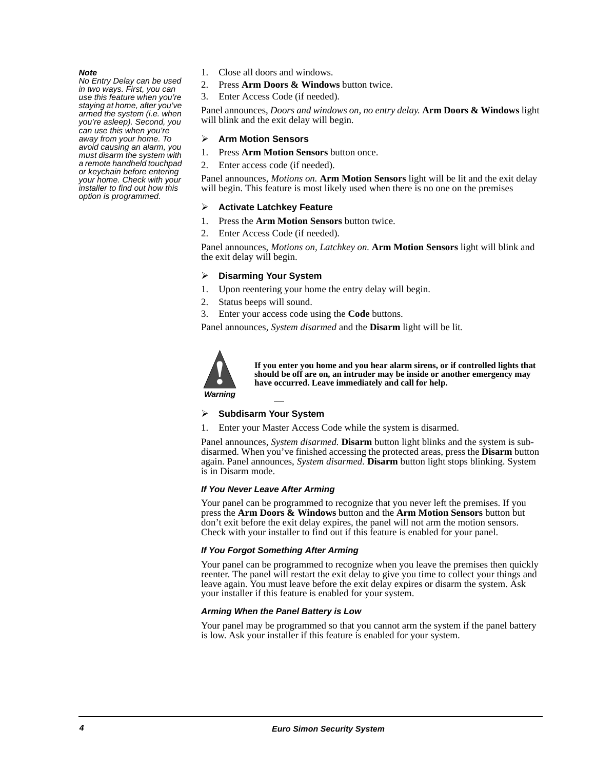**Note**
*No Entry Delay can be used in two ways. First, you can use this feature when you're staying at home, after you've armed the system (i.e. when you're asleep). Second, you can use this when you're away from your home. To avoid causing an alarm, you must disarm the system with a remote handheld touchpad or keychain before entering your home. Check with your installer to find out how this option is programmed.*

1. Close all doors and windows.
2. Press **Arm Doors & Windows** button twice.
3. Enter Access Code (if needed).

Panel announces, *Doors and windows on, no entry delay.* **Arm Doors & Windows** light will blink and the exit delay will begin.

### ➢ Arm Motion Sensors

1. Press **Arm Motion Sensors** button once.
2. Enter access code (if needed).

Panel announces, *Motions on.* **Arm Motion Sensors** light will be lit and the exit delay will begin. This feature is most likely used when there is no one on the premises

### ➢ Activate Latchkey Feature

1. Press the **Arm Motion Sensors** button twice.
2. Enter Access Code (if needed).

Panel announces, *Motions on, Latchkey on.* **Arm Motion Sensors** light will blink and the exit delay will begin.

### ➢ Disarming Your System

1. Upon reentering your home the entry delay will begin.
2. Status beeps will sound.
3. Enter your access code using the **Code** buttons.

Panel announces, *System disarmed* and the **Disarm** light will be lit.

**Warning**

**If you enter you home and you hear alarm sirens, or if controlled lights that should be off are on, an intruder may be inside or another emergency may have occurred. Leave immediately and call for help.**

### ➢ Subdisarm Your System

1. Enter your Master Access Code while the system is disarmed.

Panel announces, *System disarmed.* **Disarm** button light blinks and the system is sub-disarmed. When you've finished accessing the protected areas, press the **Disarm** button again. Panel announces, *System disarmed*. **Disarm** button light stops blinking. System is in Disarm mode.

#### *If You Never Leave After Arming*

Your panel can be programmed to recognize that you never left the premises. If you press the **Arm Doors & Windows** button and the **Arm Motion Sensors** button but don't exit before the exit delay expires, the panel will not arm the motion sensors. Check with your installer to find out if this feature is enabled for your panel.

#### *If You Forgot Something After Arming*

Your panel can be programmed to recognize when you leave the premises then quickly reenter. The panel will restart the exit delay to give you time to collect your things and leave again. You must leave before the exit delay expires or disarm the system. Ask your installer if this feature is enabled for your system.

#### *Arming When the Panel Battery is Low*

Your panel may be programmed so that you cannot arm the system if the panel battery is low. Ask your installer if this feature is enabled for your system.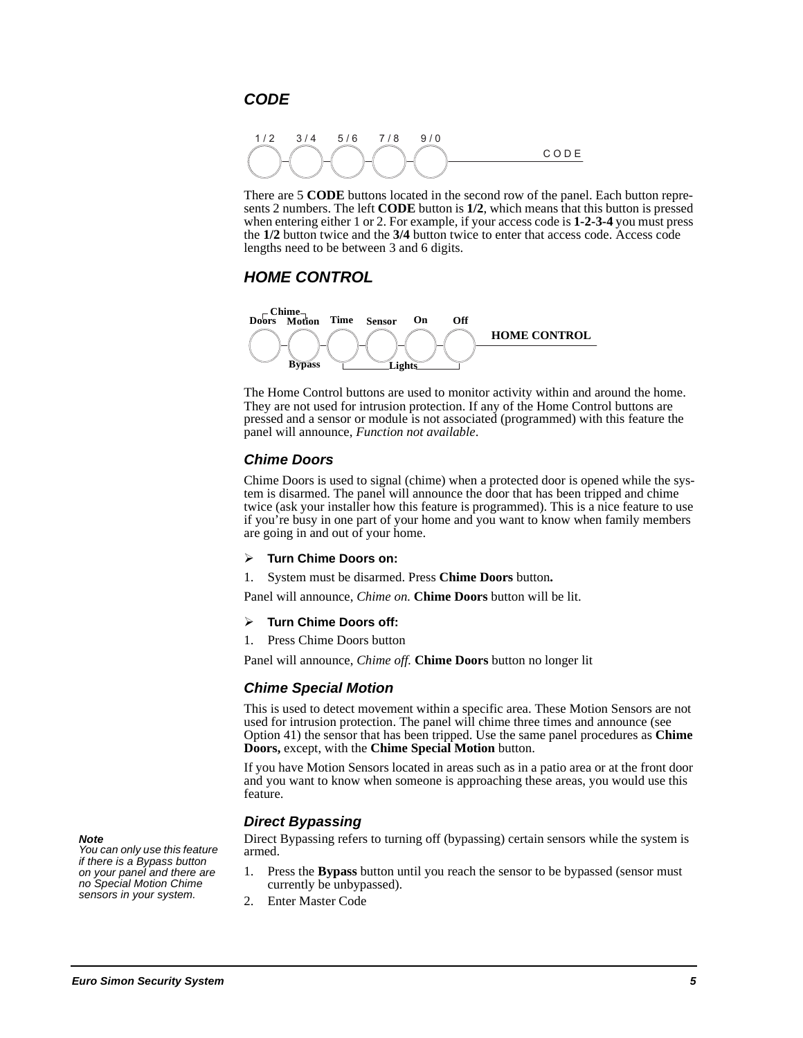## CODE

1 / 2 3 / 4 5 / 6 7 / 8 9 / 0 CODE

There are 5 **CODE** buttons located in the second row of the panel. Each button represents 2 numbers. The left **CODE** button is **1/2**, which means that this button is pressed when entering either 1 or 2. For example, if your access code is **1-2-3-4** you must press the **1/2** button twice and the **3/4** button twice to enter that access code. Access code lengths need to be between 3 and 6 digits.

## HOME CONTROL

Chime: Doors, Motion; Time; Sensor; On; Off — HOME CONTROL
Bypass; Lights

The Home Control buttons are used to monitor activity within and around the home. They are not used for intrusion protection. If any of the Home Control buttons are pressed and a sensor or module is not associated (programmed) with this feature the panel will announce, *Function not available*.

### Chime Doors

Chime Doors is used to signal (chime) when a protected door is opened while the system is disarmed. The panel will announce the door that has been tripped and chime twice (ask your installer how this feature is programmed). This is a nice feature to use if you're busy in one part of your home and you want to know when family members are going in and out of your home.

- **Turn Chime Doors on:**

1. System must be disarmed. Press **Chime Doors** button**.**

Panel will announce, *Chime on.* **Chime Doors** button will be lit.

- **Turn Chime Doors off:**

1. Press Chime Doors button

Panel will announce, *Chime off.* **Chime Doors** button no longer lit

### Chime Special Motion

This is used to detect movement within a specific area. These Motion Sensors are not used for intrusion protection. The panel will chime three times and announce (see Option 41) the sensor that has been tripped. Use the same panel procedures as **Chime Doors,** except, with the **Chime Special Motion** button.

If you have Motion Sensors located in areas such as in a patio area or at the front door and you want to know when someone is approaching these areas, you would use this feature.

### Direct Bypassing

***Note***
*You can only use this feature if there is a Bypass button on your panel and there are no Special Motion Chime sensors in your system.*

Direct Bypassing refers to turning off (bypassing) certain sensors while the system is armed.

1. Press the **Bypass** button until you reach the sensor to be bypassed (sensor must currently be unbypassed).
2. Enter Master Code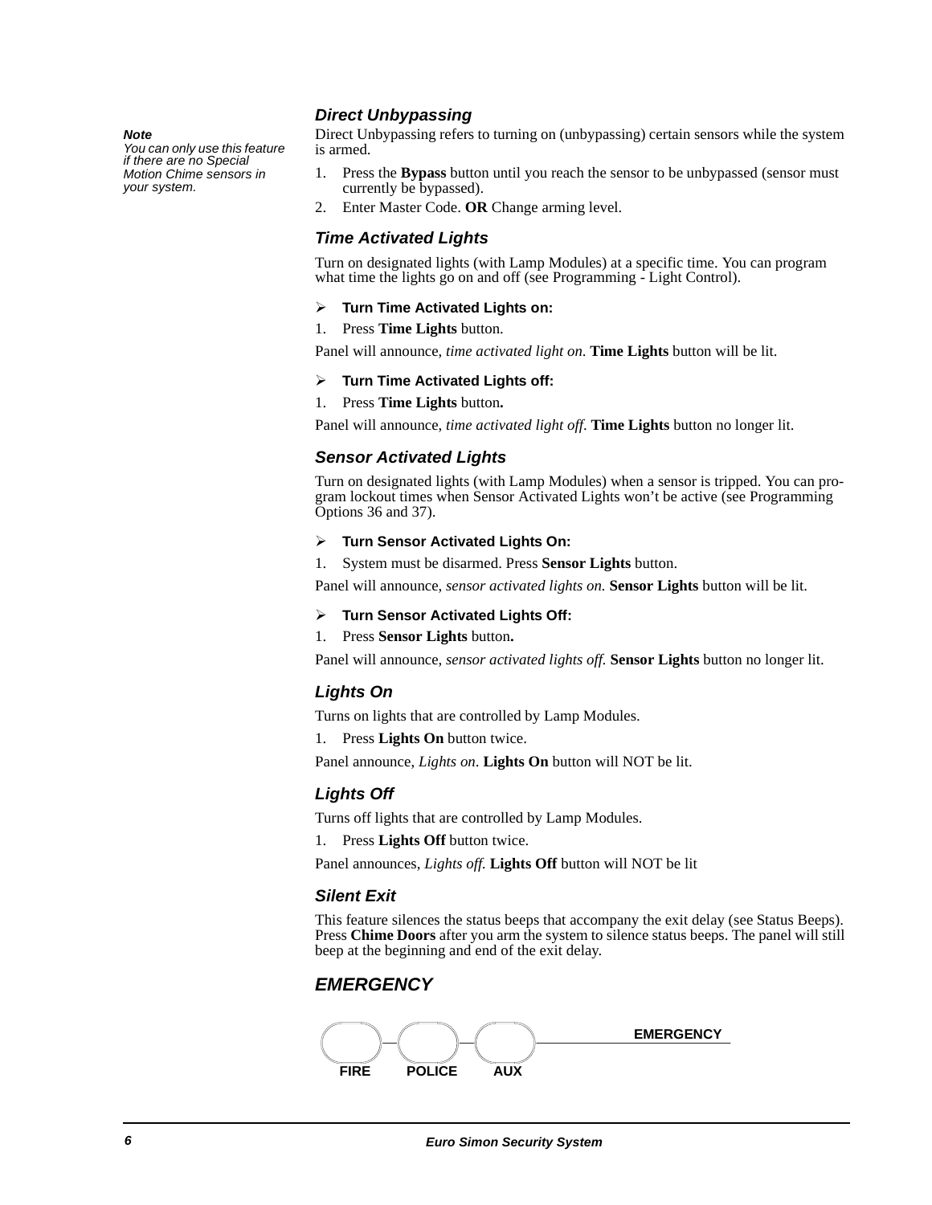### *Direct Unbypassing*

> ***Note***
> *You can only use this feature if there are no Special Motion Chime sensors in your system.*

Direct Unbypassing refers to turning on (unbypassing) certain sensors while the system is armed.

1. Press the **Bypass** button until you reach the sensor to be unbypassed (sensor must currently be bypassed).
2. Enter Master Code. **OR** Change arming level.

### *Time Activated Lights*

Turn on designated lights (with Lamp Modules) at a specific time. You can program what time the lights go on and off (see Programming - Light Control).

➢ **Turn Time Activated Lights on:**

1. Press **Time Lights** button.

Panel will announce, *time activated light on*. **Time Lights** button will be lit.

➢ **Turn Time Activated Lights off:**

1. Press **Time Lights** button**.**

Panel will announce, *time activated light off*. **Time Lights** button no longer lit.

### *Sensor Activated Lights*

Turn on designated lights (with Lamp Modules) when a sensor is tripped. You can program lockout times when Sensor Activated Lights won't be active (see Programming Options 36 and 37).

➢ **Turn Sensor Activated Lights On:**

1. System must be disarmed. Press **Sensor Lights** button.

Panel will announce, *sensor activated lights on.* **Sensor Lights** button will be lit.

➢ **Turn Sensor Activated Lights Off:**

1. Press **Sensor Lights** button**.**

Panel will announce, *sensor activated lights off.* **Sensor Lights** button no longer lit.

### *Lights On*

Turns on lights that are controlled by Lamp Modules.

1. Press **Lights On** button twice.

Panel announce, *Lights on*. **Lights On** button will NOT be lit.

### *Lights Off*

Turns off lights that are controlled by Lamp Modules.

1. Press **Lights Off** button twice.

Panel announces, *Lights off.* **Lights Off** button will NOT be lit

### *Silent Exit*

This feature silences the status beeps that accompany the exit delay (see Status Beeps). Press **Chime Doors** after you arm the system to silence status beeps. The panel will still beep at the beginning and end of the exit delay.

## *EMERGENCY*

**EMERGENCY**

**FIRE** **POLICE** **AUX**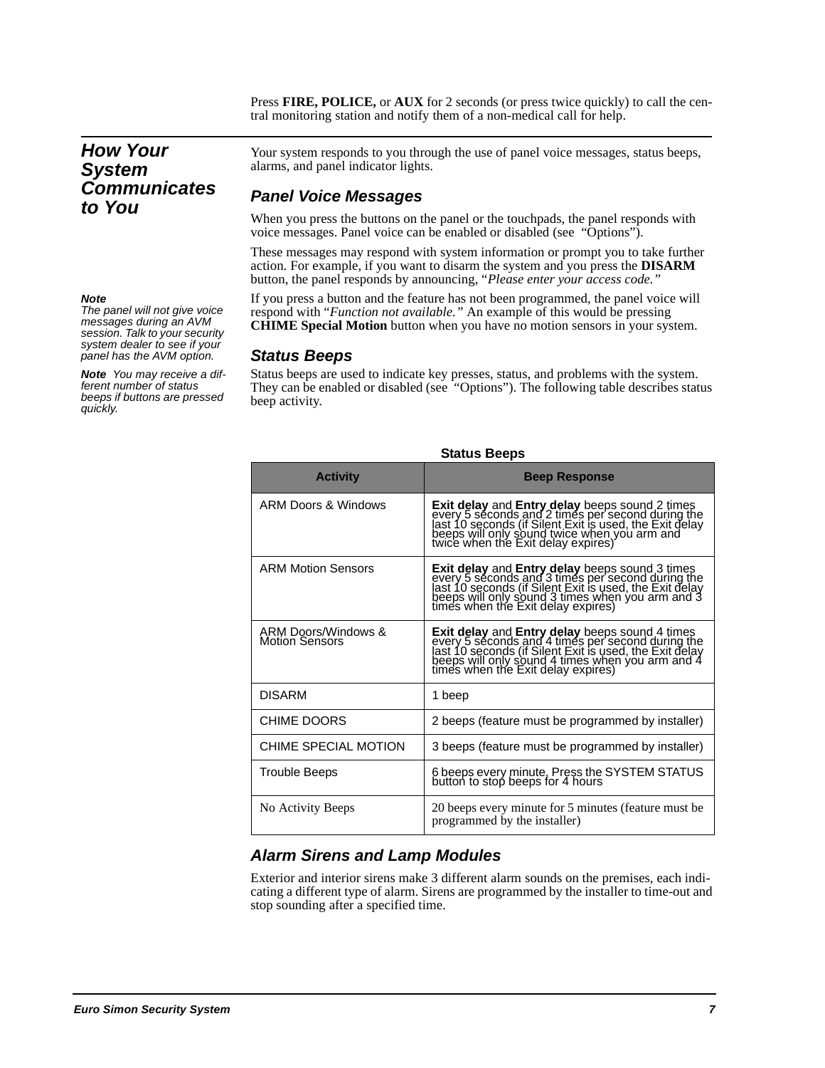Press **FIRE, POLICE,** or **AUX** for 2 seconds (or press twice quickly) to call the central monitoring station and notify them of a non-medical call for help.

## How Your System Communicates to You

Your system responds to you through the use of panel voice messages, status beeps, alarms, and panel indicator lights.

### Panel Voice Messages

When you press the buttons on the panel or the touchpads, the panel responds with voice messages. Panel voice can be enabled or disabled (see "Options").

These messages may respond with system information or prompt you to take further action. For example, if you want to disarm the system and you press the **DISARM** button, the panel responds by announcing, "*Please enter your access code.*"

***Note***
*The panel will not give voice messages during an AVM session. Talk to your security system dealer to see if your panel has the AVM option.*

If you press a button and the feature has not been programmed, the panel voice will respond with "*Function not available.*" An example of this would be pressing **CHIME Special Motion** button when you have no motion sensors in your system.

### Status Beeps

***Note*** *You may receive a different number of status beeps if buttons are pressed quickly.*

Status beeps are used to indicate key presses, status, and problems with the system. They can be enabled or disabled (see "Options"). The following table describes status beep activity.

**Status Beeps**

| Activity | Beep Response |
|---|---|
| ARM Doors & Windows | **Exit delay** and **Entry delay** beeps sound 2 times every 5 seconds and 2 times per second during the last 10 seconds (if Silent Exit is used, the Exit delay beeps will only sound twice when you arm and twice when the Exit delay expires) |
| ARM Motion Sensors | **Exit delay** and **Entry delay** beeps sound 3 times every 5 seconds and 3 times per second during the last 10 seconds (if Silent Exit is used, the Exit delay beeps will only sound 3 times when you arm and 3 times when the Exit delay expires) |
| ARM Doors/Windows & Motion Sensors | **Exit delay** and **Entry delay** beeps sound 4 times every 5 seconds and 4 times per second during the last 10 seconds (if Silent Exit is used, the Exit delay beeps will only sound 4 times when you arm and 4 times when the Exit delay expires) |
| DISARM | 1 beep |
| CHIME DOORS | 2 beeps (feature must be programmed by installer) |
| CHIME SPECIAL MOTION | 3 beeps (feature must be programmed by installer) |
| Trouble Beeps | 6 beeps every minute. Press the SYSTEM STATUS button to stop beeps for 4 hours |
| No Activity Beeps | 20 beeps every minute for 5 minutes (feature must be programmed by the installer) |

### Alarm Sirens and Lamp Modules

Exterior and interior sirens make 3 different alarm sounds on the premises, each indicating a different type of alarm. Sirens are programmed by the installer to time-out and stop sounding after a specified time.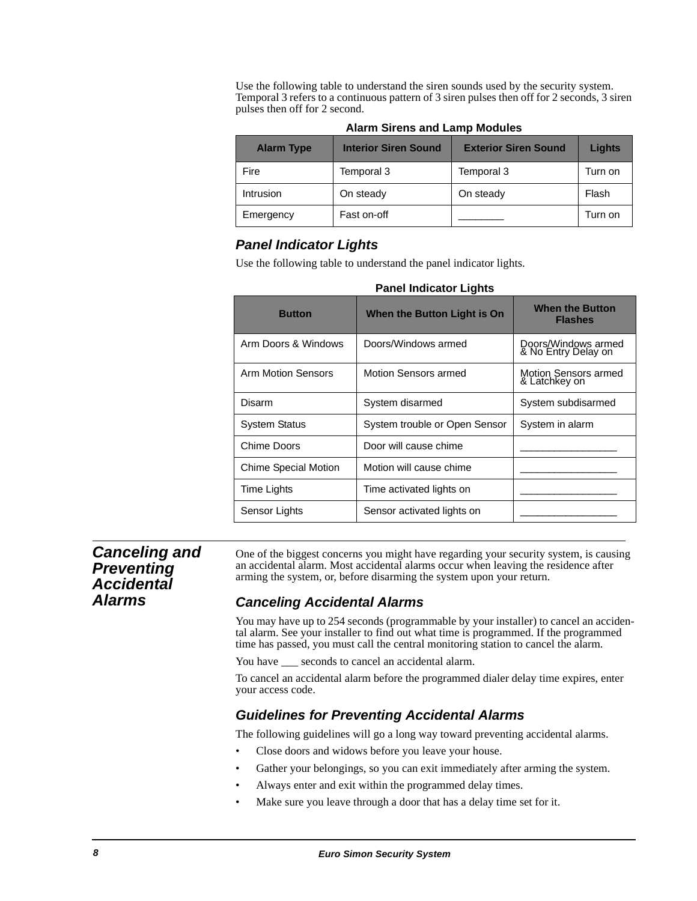Use the following table to understand the siren sounds used by the security system. Temporal 3 refers to a continuous pattern of 3 siren pulses then off for 2 seconds, 3 siren pulses then off for 2 second.

**Alarm Sirens and Lamp Modules**

| Alarm Type | Interior Siren Sound | Exterior Siren Sound | Lights |
|---|---|---|---|
| Fire | Temporal 3 | Temporal 3 | Turn on |
| Intrusion | On steady | On steady | Flash |
| Emergency | Fast on-off | ________ | Turn on |

### *Panel Indicator Lights*

Use the following table to understand the panel indicator lights.

**Panel Indicator Lights**

| Button | When the Button Light is On | When the Button Flashes |
|---|---|---|
| Arm Doors & Windows | Doors/Windows armed | Doors/Windows armed & No Entry Delay on |
| Arm Motion Sensors | Motion Sensors armed | Motion Sensors armed & Latchkey on |
| Disarm | System disarmed | System subdisarmed |
| System Status | System trouble or Open Sensor | System in alarm |
| Chime Doors | Door will cause chime | _________________ |
| Chime Special Motion | Motion will cause chime | _________________ |
| Time Lights | Time activated lights on | _________________ |
| Sensor Lights | Sensor activated lights on | _________________ |

## Canceling and Preventing Accidental Alarms

One of the biggest concerns you might have regarding your security system, is causing an accidental alarm. Most accidental alarms occur when leaving the residence after arming the system, or, before disarming the system upon your return.

### *Canceling Accidental Alarms*

You may have up to 254 seconds (programmable by your installer) to cancel an accidental alarm. See your installer to find out what time is programmed. If the programmed time has passed, you must call the central monitoring station to cancel the alarm.

You have ___ seconds to cancel an accidental alarm.

To cancel an accidental alarm before the programmed dialer delay time expires, enter your access code.

### *Guidelines for Preventing Accidental Alarms*

The following guidelines will go a long way toward preventing accidental alarms.

- Close doors and widows before you leave your house.
- Gather your belongings, so you can exit immediately after arming the system.
- Always enter and exit within the programmed delay times.
- Make sure you leave through a door that has a delay time set for it.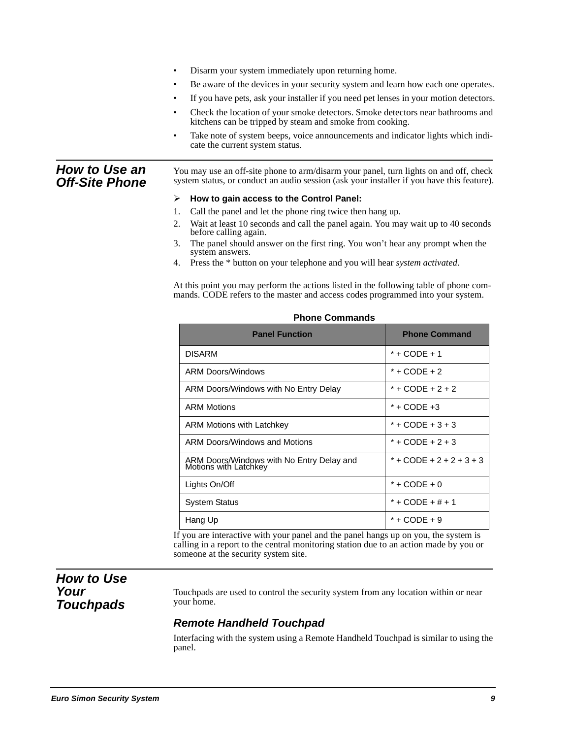- Disarm your system immediately upon returning home.
- Be aware of the devices in your security system and learn how each one operates.
- If you have pets, ask your installer if you need pet lenses in your motion detectors.
- Check the location of your smoke detectors. Smoke detectors near bathrooms and kitchens can be tripped by steam and smoke from cooking.
- Take note of system beeps, voice announcements and indicator lights which indicate the current system status.

## How to Use an Off-Site Phone

You may use an off-site phone to arm/disarm your panel, turn lights on and off, check system status, or conduct an audio session (ask your installer if you have this feature).

➢ **How to gain access to the Control Panel:**

1. Call the panel and let the phone ring twice then hang up.
2. Wait at least 10 seconds and call the panel again. You may wait up to 40 seconds before calling again.
3. The panel should answer on the first ring. You won't hear any prompt when the system answers.
4. Press the * button on your telephone and you will hear *system activated*.

At this point you may perform the actions listed in the following table of phone commands. CODE refers to the master and access codes programmed into your system.

**Phone Commands**

| Panel Function | Phone Command |
|---|---|
| DISARM | * + CODE + 1 |
| ARM Doors/Windows | * + CODE + 2 |
| ARM Doors/Windows with No Entry Delay | * + CODE + 2 + 2 |
| ARM Motions | * + CODE +3 |
| ARM Motions with Latchkey | * + CODE + 3 + 3 |
| ARM Doors/Windows and Motions | * + CODE + 2 + 3 |
| ARM Doors/Windows with No Entry Delay and Motions with Latchkey | * + CODE + 2 + 2 + 3 + 3 |
| Lights On/Off | * + CODE + 0 |
| System Status | * + CODE + # + 1 |
| Hang Up | * + CODE + 9 |

If you are interactive with your panel and the panel hangs up on you, the system is calling in a report to the central monitoring station due to an action made by you or someone at the security system site.

## How to Use Your Touchpads

Touchpads are used to control the security system from any location within or near your home.

### Remote Handheld Touchpad

Interfacing with the system using a Remote Handheld Touchpad is similar to using the panel.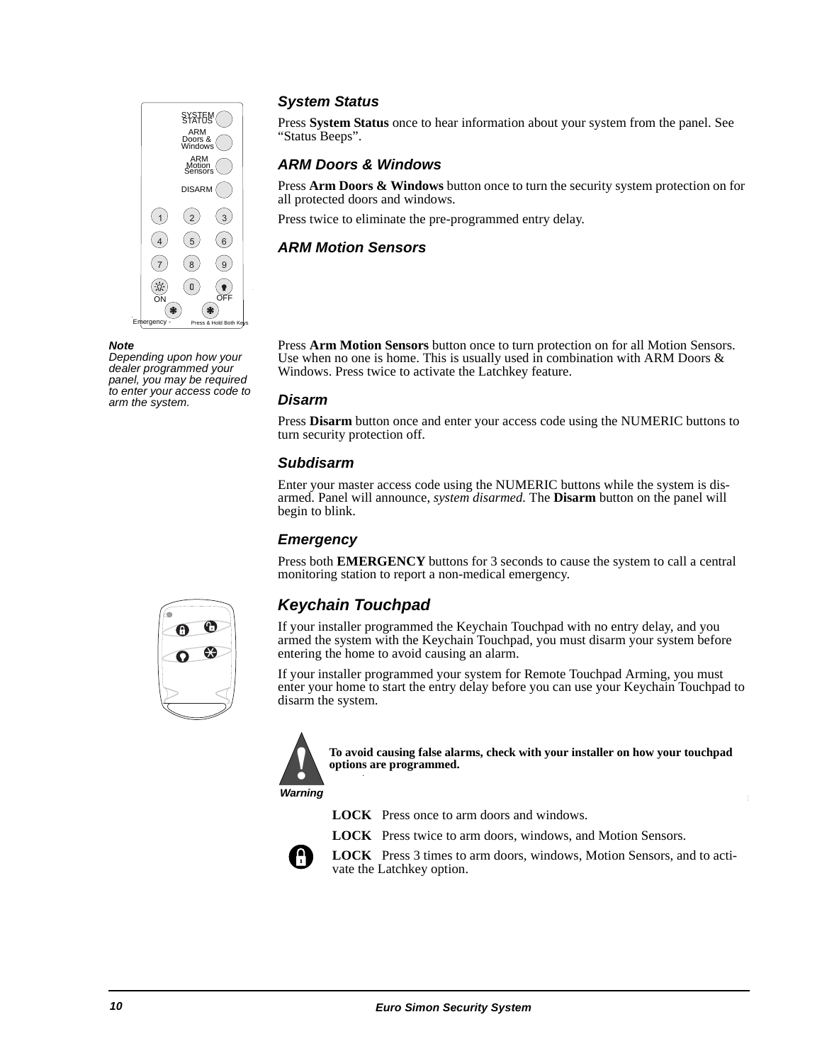### System Status

Press **System Status** once to hear information about your system from the panel. See “Status Beeps”.

### ARM Doors & Windows

Press **Arm Doors & Windows** button once to turn the security system protection on for all protected doors and windows.

Press twice to eliminate the pre-programmed entry delay.

### ARM Motion Sensors

Press **Arm Motion Sensors** button once to turn protection on for all Motion Sensors. Use when no one is home. This is usually used in combination with ARM Doors & Windows. Press twice to activate the Latchkey feature.

***Note***
*Depending upon how your dealer programmed your panel, you may be required to enter your access code to arm the system.*

### Disarm

Press **Disarm** button once and enter your access code using the NUMERIC buttons to turn security protection off.

### Subdisarm

Enter your master access code using the NUMERIC buttons while the system is disarmed. Panel will announce, *system disarmed.* The **Disarm** button on the panel will begin to blink.

### Emergency

Press both **EMERGENCY** buttons for 3 seconds to cause the system to call a central monitoring station to report a non-medical emergency.

### Keychain Touchpad

If your installer programmed the Keychain Touchpad with no entry delay, and you armed the system with the Keychain Touchpad, you must disarm your system before entering the home to avoid causing an alarm.

If your installer programmed your system for Remote Touchpad Arming, you must enter your home to start the entry delay before you can use your Keychain Touchpad to disarm the system.

*Warning*

**To avoid causing false alarms, check with your installer on how your touchpad options are programmed.**

**LOCK** Press once to arm doors and windows.

**LOCK** Press twice to arm doors, windows, and Motion Sensors.

**LOCK** Press 3 times to arm doors, windows, Motion Sensors, and to activate the Latchkey option.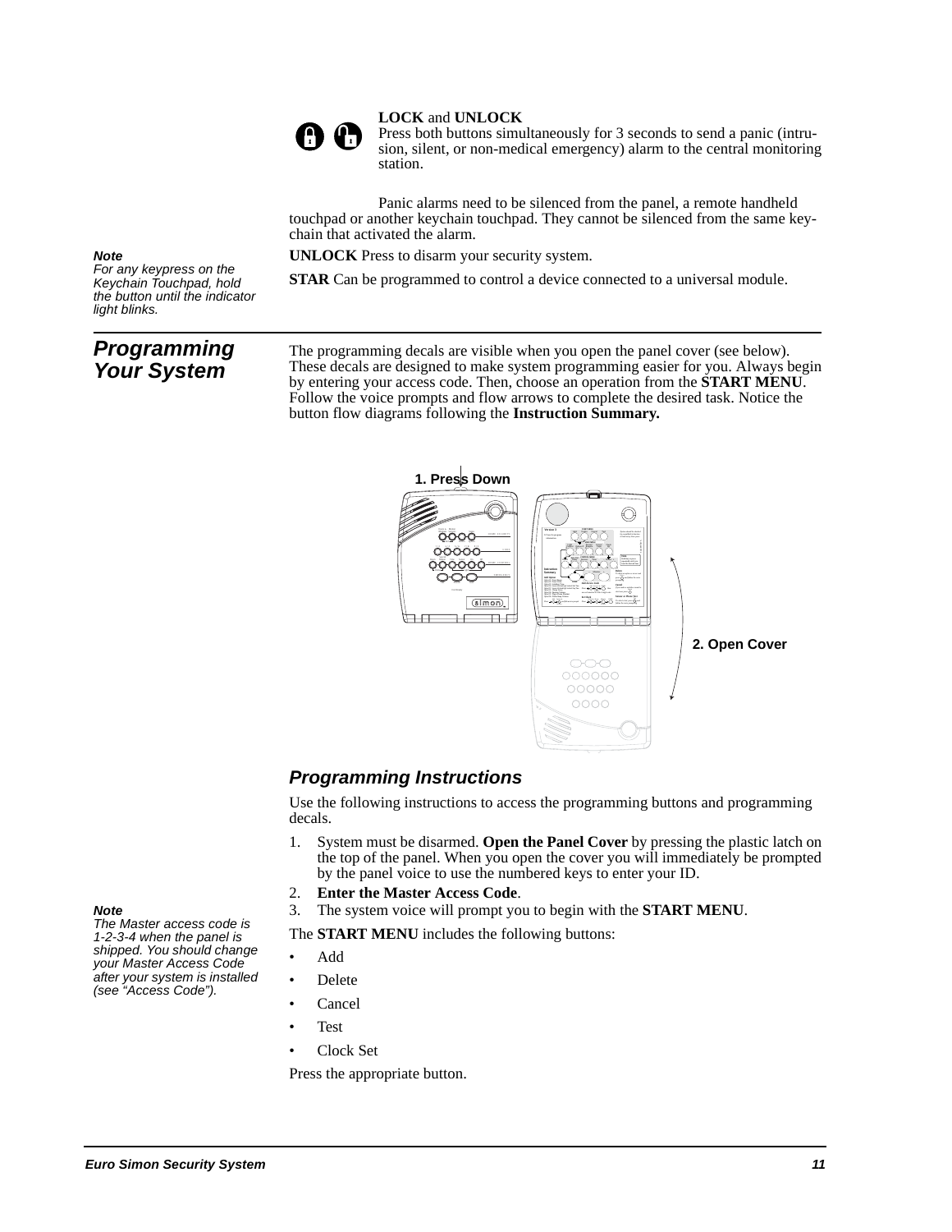**LOCK** and **UNLOCK**
Press both buttons simultaneously for 3 seconds to send a panic (intrusion, silent, or non-medical emergency) alarm to the central monitoring station.

Panic alarms need to be silenced from the panel, a remote handheld touchpad or another keychain touchpad. They cannot be silenced from the same keychain that activated the alarm.

***Note***
*For any keypress on the Keychain Touchpad, hold the button until the indicator light blinks.*

**UNLOCK** Press to disarm your security system.

**STAR** Can be programmed to control a device connected to a universal module.

## *Programming Your System*

The programming decals are visible when you open the panel cover (see below). These decals are designed to make system programming easier for you. Always begin by entering your access code. Then, choose an operation from the **START MENU**. Follow the voice prompts and flow arrows to complete the desired task. Notice the button flow diagrams following the **Instruction Summary.**

1. Press Down

2. Open Cover

### *Programming Instructions*

Use the following instructions to access the programming buttons and programming decals.

1. System must be disarmed. **Open the Panel Cover** by pressing the plastic latch on the top of the panel. When you open the cover you will immediately be prompted by the panel voice to use the numbered keys to enter your ID.
2. **Enter the Master Access Code**.
3. The system voice will prompt you to begin with the **START MENU**.

***Note***
*The Master access code is 1-2-3-4 when the panel is shipped. You should change your Master Access Code after your system is installed (see "Access Code").*

The **START MENU** includes the following buttons:

- Add
- Delete
- Cancel
- Test
- Clock Set

Press the appropriate button.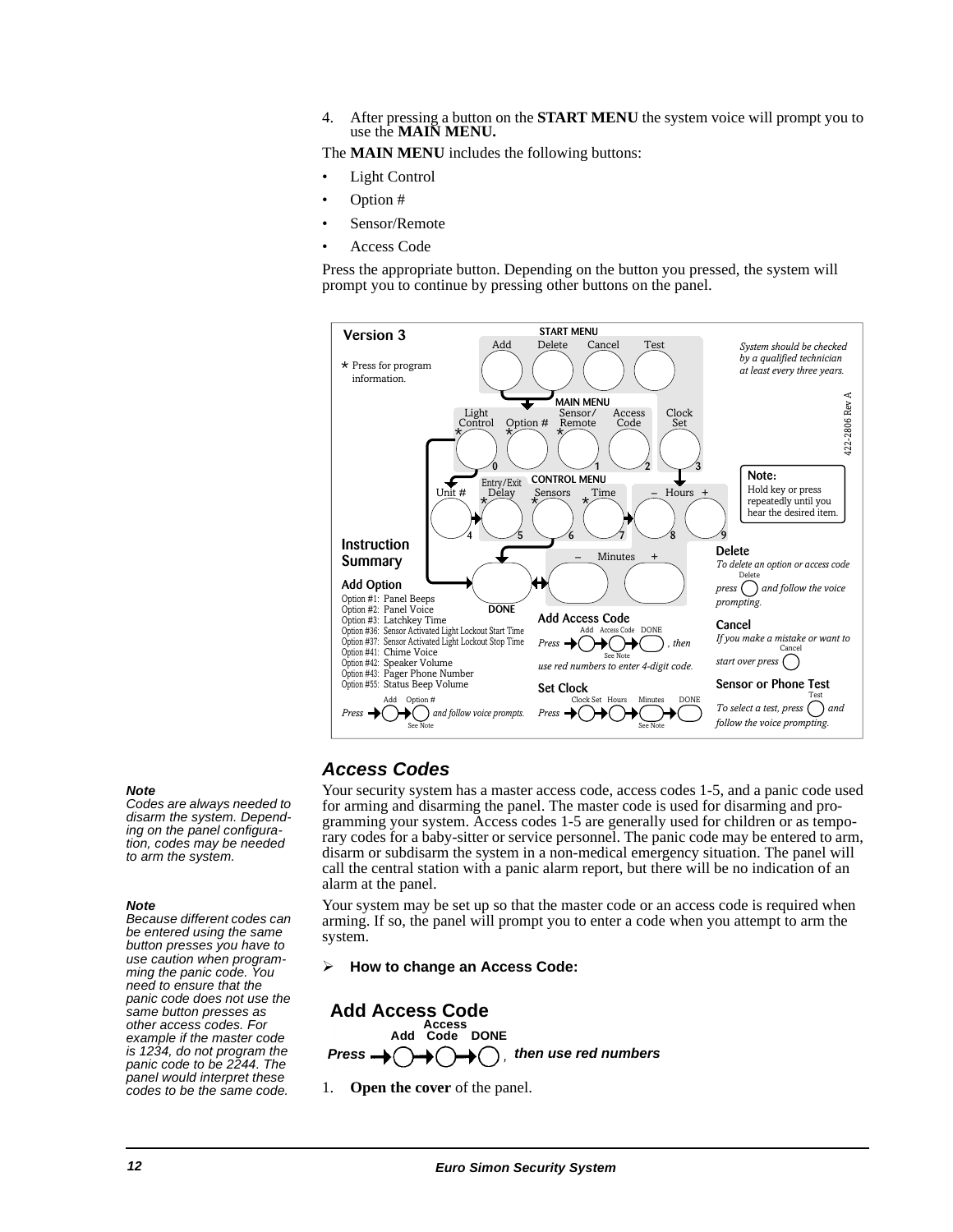4. After pressing a button on the **START MENU** the system voice will prompt you to use the **MAIN MENU.**

The **MAIN MENU** includes the following buttons:

- Light Control
- Option #
- Sensor/Remote
- Access Code

Press the appropriate button. Depending on the button you pressed, the system will prompt you to continue by pressing other buttons on the panel.

**Version 3**

* Press for program information.

**START MENU**: Add, Delete, Cancel, Test

**MAIN MENU**: Light Control* (0), Option #*, Sensor/Remote* (1), Access Code (2), Clock Set (3)

**CONTROL MENU**: Unit # (4), Entry/Exit Delay* (5), Sensors* (6), Time* (7), – Hours + (8, 9)

– Minutes +

DONE

*System should be checked by a qualified technician at least every three years.*

422-2806 Rev A

**Note:** Hold key or press repeatedly until you hear the desired item.

**Instruction Summary**

**Add Option**

Option #1: Panel Beeps
Option #2: Panel Voice
Option #3: Latchkey Time
Option #36: Sensor Activated Light Lockout Start Time
Option #37: Sensor Activated Light Lockout Stop Time
Option #41: Chime Voice
Option #42: Speaker Volume
Option #43: Pager Phone Number
Option #55: Status Beep Volume

*Press* → Add → Option # (See Note) *and follow voice prompts.*

**Add Access Code**

*Press* → Add → Access Code → DONE (See Note), *then use red numbers to enter 4-digit code.*

**Set Clock**

*Press* → Clock Set → Hours → Minutes → DONE (See Note)

**Delete**

*To delete an option or access code press* Delete *and follow the voice prompting.*

**Cancel**

*If you make a mistake or want to start over press* Cancel

**Sensor or Phone Test**

*To select a test, press* Test *and follow the voice prompting.*

## *Access Codes*

> ***Note***
> *Codes are always needed to disarm the system. Depending on the panel configuration, codes may be needed to arm the system.*

Your security system has a master access code, access codes 1-5, and a panic code used for arming and disarming the panel. The master code is used for disarming and programming your system. Access codes 1-5 are generally used for children or as temporary codes for a baby-sitter or service personnel. The panic code may be entered to arm, disarm or subdisarm the system in a non-medical emergency situation. The panel will call the central station with a panic alarm report, but there will be no indication of an alarm at the panel.

> ***Note***
> *Because different codes can be entered using the same button presses you have to use caution when programming the panic code. You need to ensure that the panic code does not use the same button presses as other access codes. For example if the master code is 1234, do not program the panic code to be 2244. The panel would interpret these codes to be the same code.*

Your system may be set up so that the master code or an access code is required when arming. If so, the panel will prompt you to enter a code when you attempt to arm the system.

➢ **How to change an Access Code:**

**Add Access Code**

***Press*** → Add → Access Code → DONE, ***then use red numbers***

1. **Open the cover** of the panel.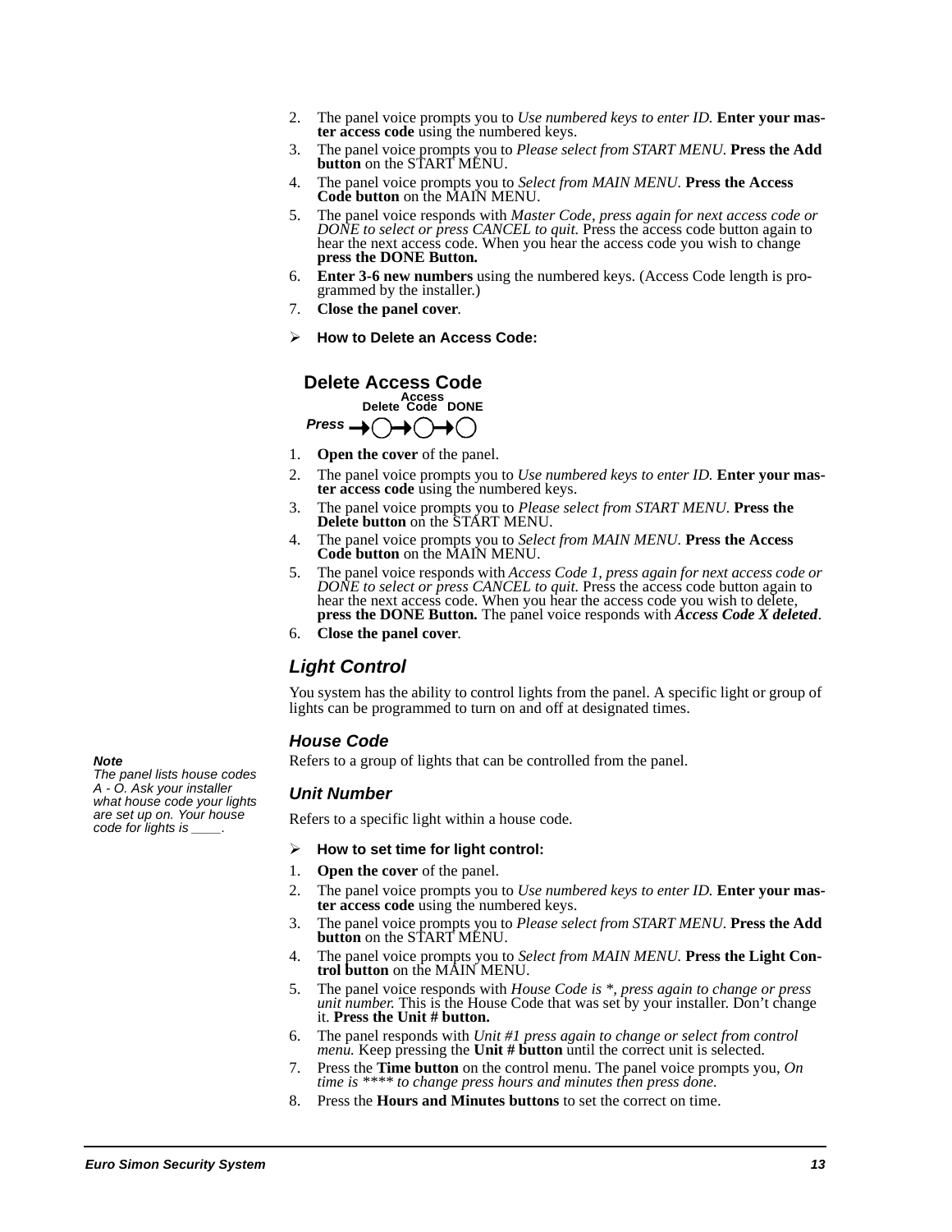2. The panel voice prompts you to *Use numbered keys to enter ID.* **Enter your master access code** using the numbered keys.
3. The panel voice prompts you to *Please select from START MENU.* **Press the Add button** on the START MENU.
4. The panel voice prompts you to *Select from MAIN MENU.* **Press the Access Code button** on the MAIN MENU.
5. The panel voice responds with *Master Code, press again for next access code or DONE to select or press CANCEL to quit.* Press the access code button again to hear the next access code. When you hear the access code you wish to change **press the DONE Button.**
6. **Enter 3-6 new numbers** using the numbered keys. (Access Code length is programmed by the installer.)
7. **Close the panel cover**.

➢ **How to Delete an Access Code:**

**Delete Access Code**

*Press* → Delete → Access Code → DONE

1. **Open the cover** of the panel.
2. The panel voice prompts you to *Use numbered keys to enter ID.* **Enter your master access code** using the numbered keys.
3. The panel voice prompts you to *Please select from START MENU.* **Press the Delete button** on the START MENU.
4. The panel voice prompts you to *Select from MAIN MENU.* **Press the Access Code button** on the MAIN MENU.
5. The panel voice responds with *Access Code 1, press again for next access code or DONE to select or press CANCEL to quit.* Press the access code button again to hear the next access code. When you hear the access code you wish to delete, **press the DONE Button.** The panel voice responds with ***Access Code X deleted***.
6. **Close the panel cover**.

## *Light Control*

You system has the ability to control lights from the panel. A specific light or group of lights can be programmed to turn on and off at designated times.

### *House Code*

Refers to a group of lights that can be controlled from the panel.

***Note***
*The panel lists house codes A - O. Ask your installer what house code your lights are set up on. Your house code for lights is ____.*

### *Unit Number*

Refers to a specific light within a house code.

➢ **How to set time for light control:**

1. **Open the cover** of the panel.
2. The panel voice prompts you to *Use numbered keys to enter ID.* **Enter your master access code** using the numbered keys.
3. The panel voice prompts you to *Please select from START MENU.* **Press the Add button** on the START MENU.
4. The panel voice prompts you to *Select from MAIN MENU.* **Press the Light Control button** on the MAIN MENU.
5. The panel voice responds with *House Code is *, press again to change or press unit number.* This is the House Code that was set by your installer. Don't change it. **Press the Unit # button.**
6. The panel responds with *Unit #1 press again to change or select from control menu.* Keep pressing the **Unit # button** until the correct unit is selected.
7. Press the **Time button** on the control menu. The panel voice prompts you, *On time is **** to change press hours and minutes then press done.*
8. Press the **Hours and Minutes buttons** to set the correct on time.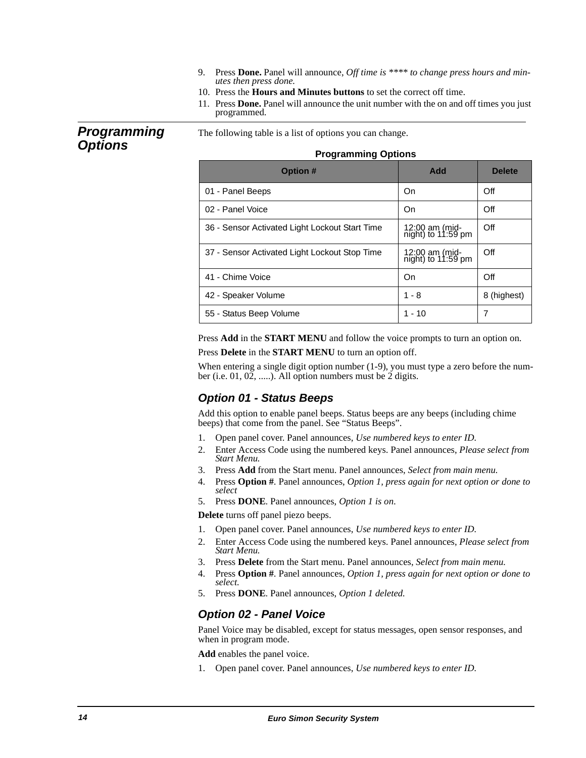9. Press **Done.** Panel will announce, *Off time is **** to change press hours and minutes then press done.*
10. Press the **Hours and Minutes buttons** to set the correct off time.
11. Press **Done.** Panel will announce the unit number with the on and off times you just programmed.

## Programming Options

The following table is a list of options you can change.

**Programming Options**

| Option # | Add | Delete |
|---|---|---|
| 01 - Panel Beeps | On | Off |
| 02 - Panel Voice | On | Off |
| 36 - Sensor Activated Light Lockout Start Time | 12:00 am (midnight) to 11:59 pm | Off |
| 37 - Sensor Activated Light Lockout Stop Time | 12:00 am (midnight) to 11:59 pm | Off |
| 41 - Chime Voice | On | Off |
| 42 - Speaker Volume | 1 - 8 | 8 (highest) |
| 55 - Status Beep Volume | 1 - 10 | 7 |

Press **Add** in the **START MENU** and follow the voice prompts to turn an option on.

Press **Delete** in the **START MENU** to turn an option off.

When entering a single digit option number (1-9), you must type a zero before the number (i.e. 01, 02, .....). All option numbers must be 2 digits.

### Option 01 - Status Beeps

Add this option to enable panel beeps. Status beeps are any beeps (including chime beeps) that come from the panel. See "Status Beeps".

1. Open panel cover. Panel announces, *Use numbered keys to enter ID.*
2. Enter Access Code using the numbered keys. Panel announces, *Please select from Start Menu.*
3. Press **Add** from the Start menu. Panel announces, *Select from main menu.*
4. Press **Option #**. Panel announces, *Option 1, press again for next option or done to select*
5. Press **DONE**. Panel announces, *Option 1 is on.*

**Delete** turns off panel piezo beeps.

1. Open panel cover. Panel announces, *Use numbered keys to enter ID.*
2. Enter Access Code using the numbered keys. Panel announces, *Please select from Start Menu.*
3. Press **Delete** from the Start menu. Panel announces, *Select from main menu.*
4. Press **Option #**. Panel announces, *Option 1, press again for next option or done to select.*
5. Press **DONE**. Panel announces, *Option 1 deleted.*

### Option 02 - Panel Voice

Panel Voice may be disabled, except for status messages, open sensor responses, and when in program mode.

**Add** enables the panel voice.

1. Open panel cover. Panel announces, *Use numbered keys to enter ID.*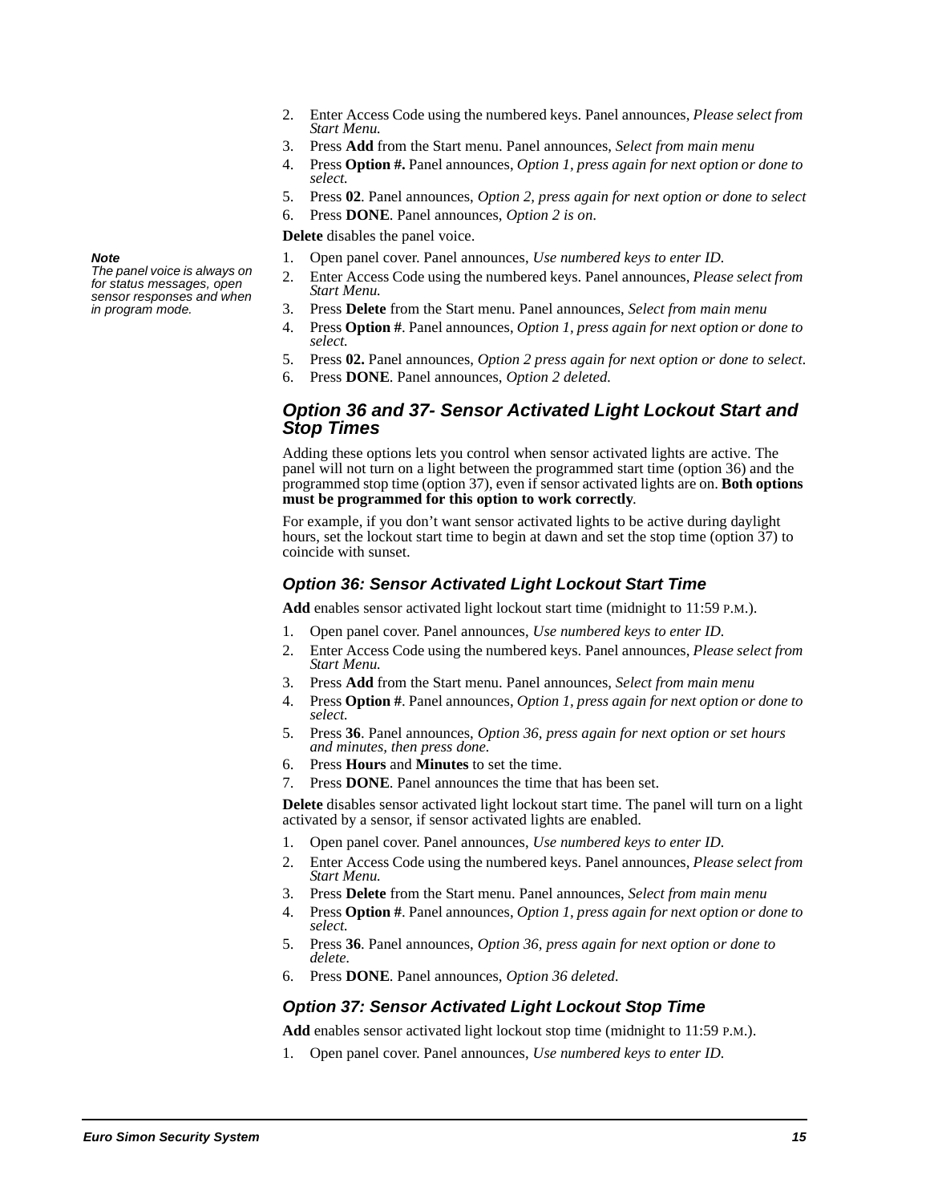2. Enter Access Code using the numbered keys. Panel announces, *Please select from Start Menu.*
3. Press **Add** from the Start menu. Panel announces, *Select from main menu*
4. Press **Option #.** Panel announces, *Option 1, press again for next option or done to select.*
5. Press **02**. Panel announces, *Option 2, press again for next option or done to select*
6. Press **DONE**. Panel announces, *Option 2 is on*.

**Delete** disables the panel voice.

> ***Note***
> *The panel voice is always on for status messages, open sensor responses and when in program mode.*

1. Open panel cover. Panel announces, *Use numbered keys to enter ID.*
2. Enter Access Code using the numbered keys. Panel announces, *Please select from Start Menu.*
3. Press **Delete** from the Start menu. Panel announces, *Select from main menu*
4. Press **Option #**. Panel announces, *Option 1, press again for next option or done to select.*
5. Press **02.** Panel announces, *Option 2 press again for next option or done to select*.
6. Press **DONE**. Panel announces, *Option 2 deleted.*

## Option 36 and 37- Sensor Activated Light Lockout Start and Stop Times

Adding these options lets you control when sensor activated lights are active. The panel will not turn on a light between the programmed start time (option 36) and the programmed stop time (option 37), even if sensor activated lights are on. **Both options must be programmed for this option to work correctly**.

For example, if you don't want sensor activated lights to be active during daylight hours, set the lockout start time to begin at dawn and set the stop time (option 37) to coincide with sunset.

### Option 36: Sensor Activated Light Lockout Start Time

**Add** enables sensor activated light lockout start time (midnight to 11:59 P.M.).

1. Open panel cover. Panel announces, *Use numbered keys to enter ID.*
2. Enter Access Code using the numbered keys. Panel announces, *Please select from Start Menu.*
3. Press **Add** from the Start menu. Panel announces, *Select from main menu*
4. Press **Option #**. Panel announces, *Option 1, press again for next option or done to select.*
5. Press **36**. Panel announces, *Option 36, press again for next option or set hours and minutes, then press done.*
6. Press **Hours** and **Minutes** to set the time.
7. Press **DONE**. Panel announces the time that has been set.

**Delete** disables sensor activated light lockout start time. The panel will turn on a light activated by a sensor, if sensor activated lights are enabled.

1. Open panel cover. Panel announces, *Use numbered keys to enter ID.*
2. Enter Access Code using the numbered keys. Panel announces, *Please select from Start Menu.*
3. Press **Delete** from the Start menu. Panel announces, *Select from main menu*
4. Press **Option #**. Panel announces, *Option 1, press again for next option or done to select.*
5. Press **36**. Panel announces, *Option 36, press again for next option or done to delete.*
6. Press **DONE**. Panel announces, *Option 36 deleted.*

### Option 37: Sensor Activated Light Lockout Stop Time

**Add** enables sensor activated light lockout stop time (midnight to 11:59 P.M.).

1. Open panel cover. Panel announces, *Use numbered keys to enter ID.*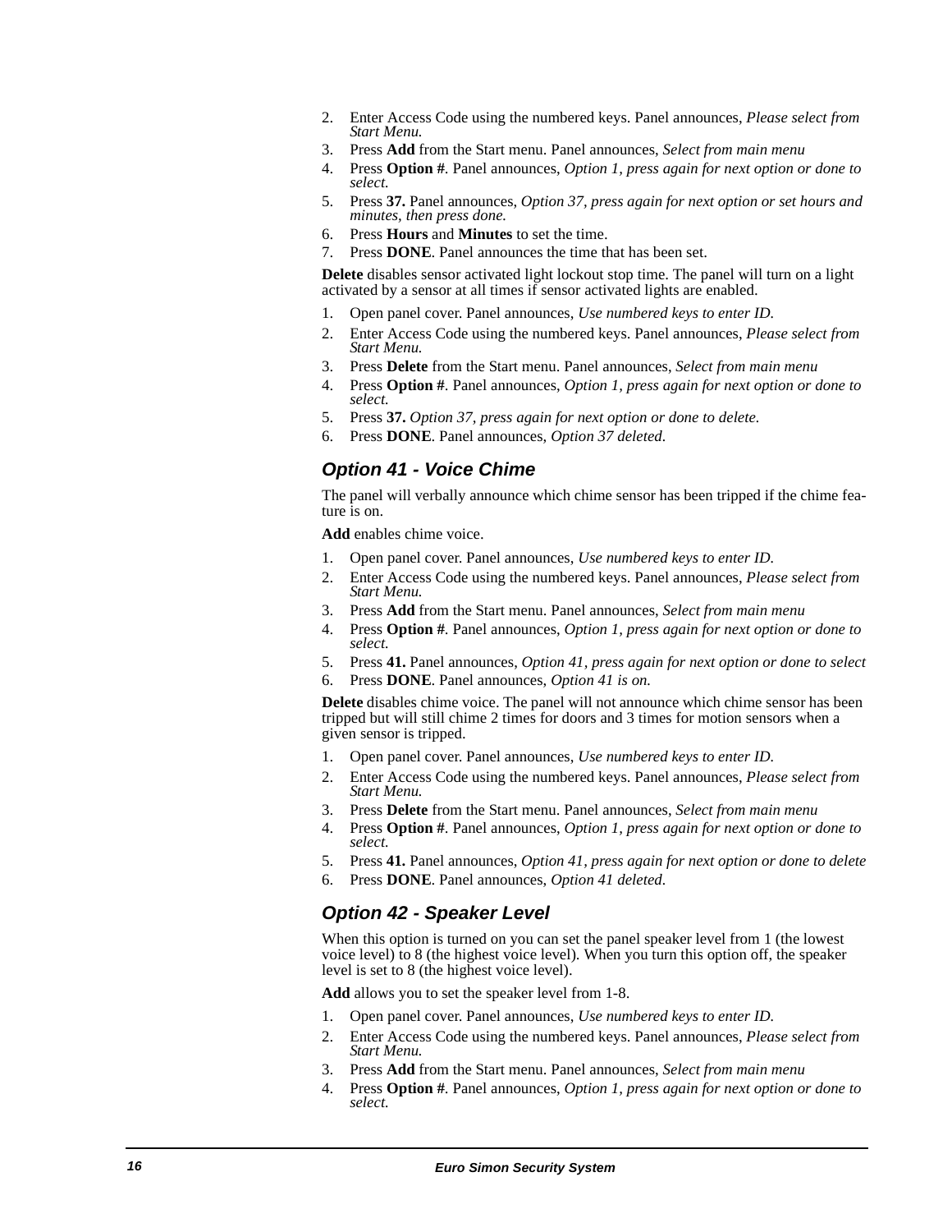2. Enter Access Code using the numbered keys. Panel announces, *Please select from Start Menu.*
3. Press **Add** from the Start menu. Panel announces, *Select from main menu*
4. Press **Option #**. Panel announces, *Option 1, press again for next option or done to select.*
5. Press **37.** Panel announces, *Option 37, press again for next option or set hours and minutes, then press done.*
6. Press **Hours** and **Minutes** to set the time.
7. Press **DONE**. Panel announces the time that has been set.

**Delete** disables sensor activated light lockout stop time. The panel will turn on a light activated by a sensor at all times if sensor activated lights are enabled.

1. Open panel cover. Panel announces, *Use numbered keys to enter ID.*
2. Enter Access Code using the numbered keys. Panel announces, *Please select from Start Menu.*
3. Press **Delete** from the Start menu. Panel announces, *Select from main menu*
4. Press **Option #**. Panel announces, *Option 1, press again for next option or done to select.*
5. Press **37.** *Option 37, press again for next option or done to delete.*
6. Press **DONE**. Panel announces, *Option 37 deleted.*

### *Option 41 - Voice Chime*

The panel will verbally announce which chime sensor has been tripped if the chime feature is on.

**Add** enables chime voice.

1. Open panel cover. Panel announces, *Use numbered keys to enter ID.*
2. Enter Access Code using the numbered keys. Panel announces, *Please select from Start Menu.*
3. Press **Add** from the Start menu. Panel announces, *Select from main menu*
4. Press **Option #**. Panel announces, *Option 1, press again for next option or done to select.*
5. Press **41.** Panel announces, *Option 41, press again for next option or done to select*
6. Press **DONE**. Panel announces, *Option 41 is on.*

**Delete** disables chime voice. The panel will not announce which chime sensor has been tripped but will still chime 2 times for doors and 3 times for motion sensors when a given sensor is tripped.

1. Open panel cover. Panel announces, *Use numbered keys to enter ID.*
2. Enter Access Code using the numbered keys. Panel announces, *Please select from Start Menu.*
3. Press **Delete** from the Start menu. Panel announces, *Select from main menu*
4. Press **Option #**. Panel announces, *Option 1, press again for next option or done to select.*
5. Press **41.** Panel announces, *Option 41, press again for next option or done to delete*
6. Press **DONE**. Panel announces, *Option 41 deleted.*

### *Option 42 - Speaker Level*

When this option is turned on you can set the panel speaker level from 1 (the lowest voice level) to 8 (the highest voice level). When you turn this option off, the speaker level is set to 8 (the highest voice level).

**Add** allows you to set the speaker level from 1-8.

1. Open panel cover. Panel announces, *Use numbered keys to enter ID.*
2. Enter Access Code using the numbered keys. Panel announces, *Please select from Start Menu.*
3. Press **Add** from the Start menu. Panel announces, *Select from main menu*
4. Press **Option #**. Panel announces, *Option 1, press again for next option or done to select.*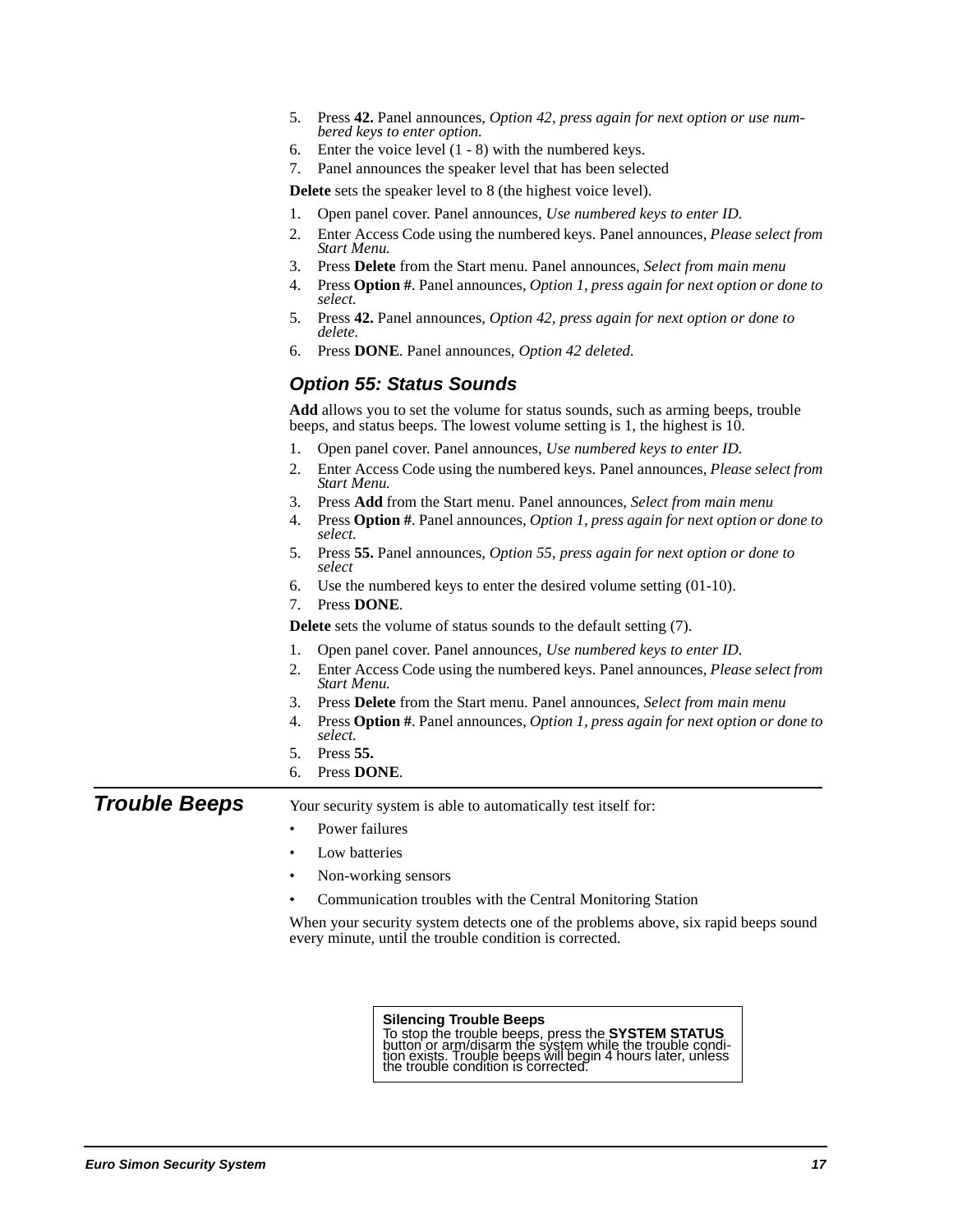5. Press **42.** Panel announces, *Option 42, press again for next option or use numbered keys to enter option.*
6. Enter the voice level (1 - 8) with the numbered keys.
7. Panel announces the speaker level that has been selected

**Delete** sets the speaker level to 8 (the highest voice level).

1. Open panel cover. Panel announces, *Use numbered keys to enter ID.*
2. Enter Access Code using the numbered keys. Panel announces, *Please select from Start Menu.*
3. Press **Delete** from the Start menu. Panel announces, *Select from main menu*
4. Press **Option #**. Panel announces, *Option 1, press again for next option or done to select.*
5. Press **42.** Panel announces, *Option 42, press again for next option or done to delete.*
6. Press **DONE**. Panel announces, *Option 42 deleted.*

### Option 55: Status Sounds

**Add** allows you to set the volume for status sounds, such as arming beeps, trouble beeps, and status beeps. The lowest volume setting is 1, the highest is 10.

1. Open panel cover. Panel announces, *Use numbered keys to enter ID.*
2. Enter Access Code using the numbered keys. Panel announces, *Please select from Start Menu.*
3. Press **Add** from the Start menu. Panel announces, *Select from main menu*
4. Press **Option #**. Panel announces, *Option 1, press again for next option or done to select.*
5. Press **55.** Panel announces, *Option 55, press again for next option or done to select*
6. Use the numbered keys to enter the desired volume setting (01-10).
7. Press **DONE**.

**Delete** sets the volume of status sounds to the default setting (7).

1. Open panel cover. Panel announces, *Use numbered keys to enter ID.*
2. Enter Access Code using the numbered keys. Panel announces, *Please select from Start Menu.*
3. Press **Delete** from the Start menu. Panel announces, *Select from main menu*
4. Press **Option #**. Panel announces, *Option 1, press again for next option or done to select.*
5. Press **55.**
6. Press **DONE**.

## Trouble Beeps

Your security system is able to automatically test itself for:

- Power failures
- Low batteries
- Non-working sensors
- Communication troubles with the Central Monitoring Station

When your security system detects one of the problems above, six rapid beeps sound every minute, until the trouble condition is corrected.

> **Silencing Trouble Beeps**
> To stop the trouble beeps, press the **SYSTEM STATUS** button or arm/disarm the system while the trouble condition exists. Trouble beeps will begin 4 hours later, unless the trouble condition is corrected.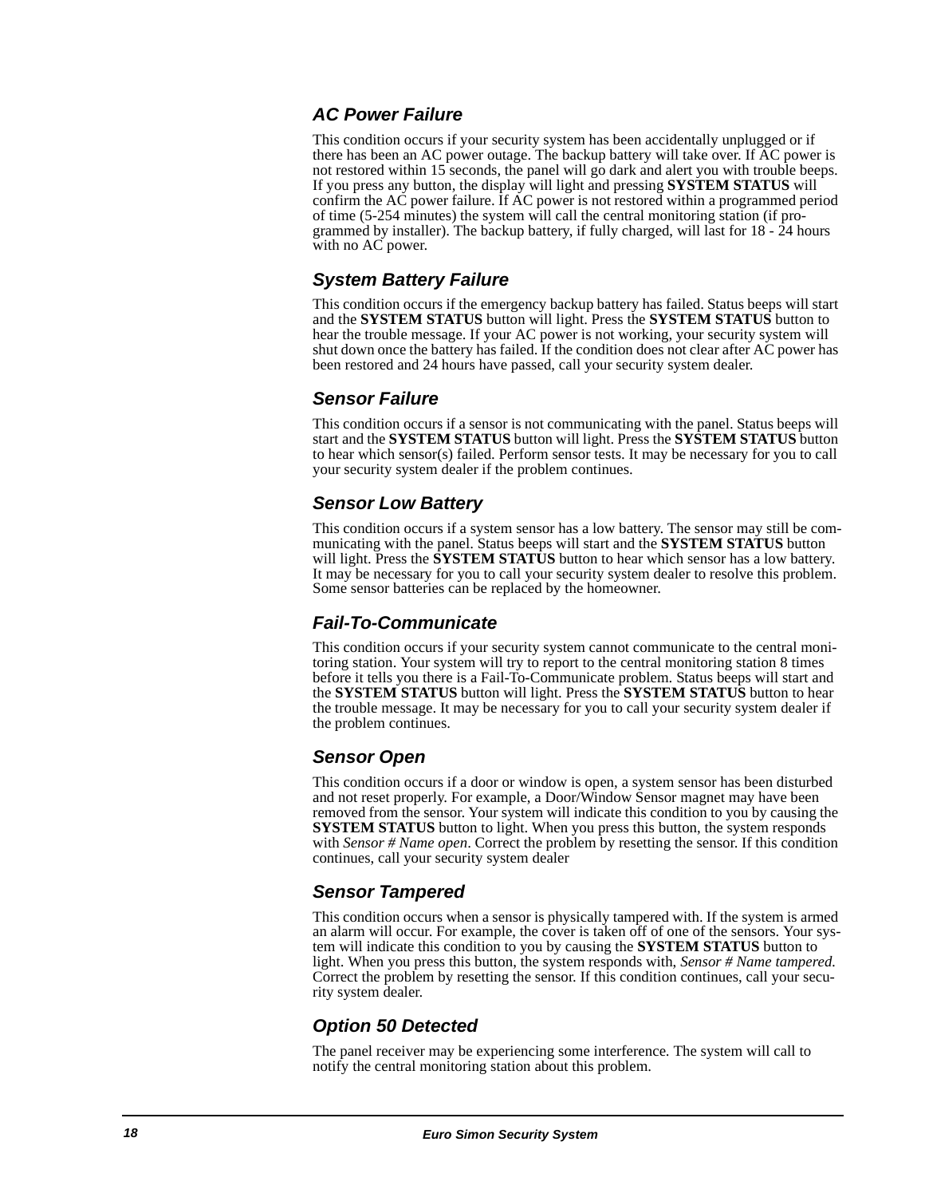### AC Power Failure

This condition occurs if your security system has been accidentally unplugged or if there has been an AC power outage. The backup battery will take over. If AC power is not restored within 15 seconds, the panel will go dark and alert you with trouble beeps. If you press any button, the display will light and pressing **SYSTEM STATUS** will confirm the AC power failure. If AC power is not restored within a programmed period of time (5-254 minutes) the system will call the central monitoring station (if programmed by installer). The backup battery, if fully charged, will last for 18 - 24 hours with no AC power.

### System Battery Failure

This condition occurs if the emergency backup battery has failed. Status beeps will start and the **SYSTEM STATUS** button will light. Press the **SYSTEM STATUS** button to hear the trouble message. If your AC power is not working, your security system will shut down once the battery has failed. If the condition does not clear after AC power has been restored and 24 hours have passed, call your security system dealer.

### Sensor Failure

This condition occurs if a sensor is not communicating with the panel. Status beeps will start and the **SYSTEM STATUS** button will light. Press the **SYSTEM STATUS** button to hear which sensor(s) failed. Perform sensor tests. It may be necessary for you to call your security system dealer if the problem continues.

### Sensor Low Battery

This condition occurs if a system sensor has a low battery. The sensor may still be communicating with the panel. Status beeps will start and the **SYSTEM STATUS** button will light. Press the **SYSTEM STATUS** button to hear which sensor has a low battery. It may be necessary for you to call your security system dealer to resolve this problem. Some sensor batteries can be replaced by the homeowner.

### Fail-To-Communicate

This condition occurs if your security system cannot communicate to the central monitoring station. Your system will try to report to the central monitoring station 8 times before it tells you there is a Fail-To-Communicate problem. Status beeps will start and the **SYSTEM STATUS** button will light. Press the **SYSTEM STATUS** button to hear the trouble message. It may be necessary for you to call your security system dealer if the problem continues.

### Sensor Open

This condition occurs if a door or window is open, a system sensor has been disturbed and not reset properly. For example, a Door/Window Sensor magnet may have been removed from the sensor. Your system will indicate this condition to you by causing the **SYSTEM STATUS** button to light. When you press this button, the system responds with *Sensor # Name open*. Correct the problem by resetting the sensor. If this condition continues, call your security system dealer

### Sensor Tampered

This condition occurs when a sensor is physically tampered with. If the system is armed an alarm will occur. For example, the cover is taken off of one of the sensors. Your system will indicate this condition to you by causing the **SYSTEM STATUS** button to light. When you press this button, the system responds with, *Sensor # Name tampered.* Correct the problem by resetting the sensor. If this condition continues, call your security system dealer.

### Option 50 Detected

The panel receiver may be experiencing some interference. The system will call to notify the central monitoring station about this problem.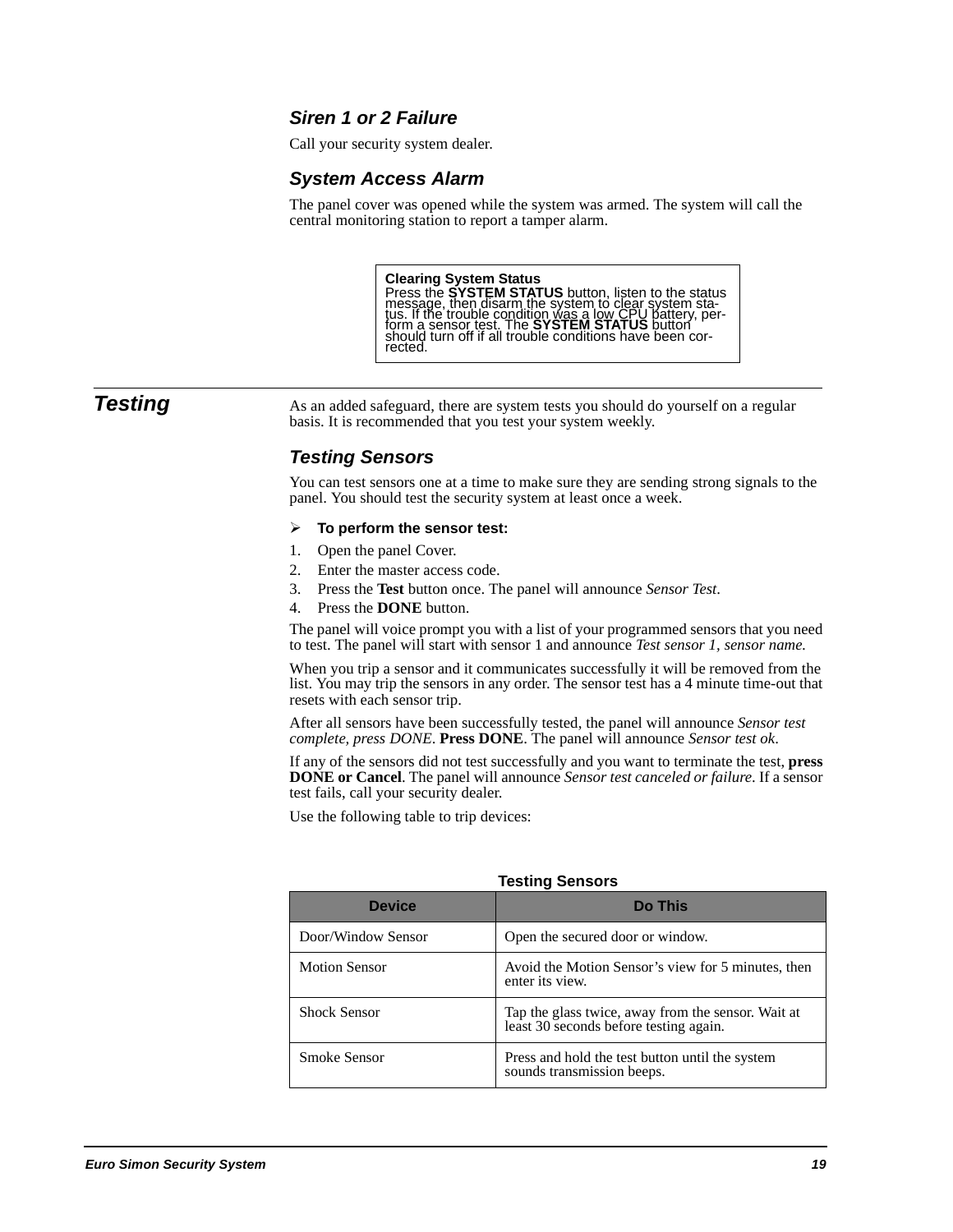### *Siren 1 or 2 Failure*

Call your security system dealer.

### *System Access Alarm*

The panel cover was opened while the system was armed. The system will call the central monitoring station to report a tamper alarm.

> **Clearing System Status**
> Press the **SYSTEM STATUS** button, listen to the status message, then disarm the system to clear system status. If the trouble condition was a low CPU battery, perform a sensor test. The **SYSTEM STATUS** button should turn off if all trouble conditions have been corrected.

## *Testing*

As an added safeguard, there are system tests you should do yourself on a regular basis. It is recommended that you test your system weekly.

### *Testing Sensors*

You can test sensors one at a time to make sure they are sending strong signals to the panel. You should test the security system at least once a week.

➢ **To perform the sensor test:**

1. Open the panel Cover.
2. Enter the master access code.
3. Press the **Test** button once. The panel will announce *Sensor Test*.
4. Press the **DONE** button.

The panel will voice prompt you with a list of your programmed sensors that you need to test. The panel will start with sensor 1 and announce *Test sensor 1, sensor name.*

When you trip a sensor and it communicates successfully it will be removed from the list. You may trip the sensors in any order. The sensor test has a 4 minute time-out that resets with each sensor trip.

After all sensors have been successfully tested, the panel will announce *Sensor test complete, press DONE*. **Press DONE**. The panel will announce *Sensor test ok*.

If any of the sensors did not test successfully and you want to terminate the test, **press DONE or Cancel**. The panel will announce *Sensor test canceled or failure*. If a sensor test fails, call your security dealer.

Use the following table to trip devices:

**Testing Sensors**

| Device | Do This |
|---|---|
| Door/Window Sensor | Open the secured door or window. |
| Motion Sensor | Avoid the Motion Sensor’s view for 5 minutes, then enter its view. |
| Shock Sensor | Tap the glass twice, away from the sensor. Wait at least 30 seconds before testing again. |
| Smoke Sensor | Press and hold the test button until the system sounds transmission beeps. |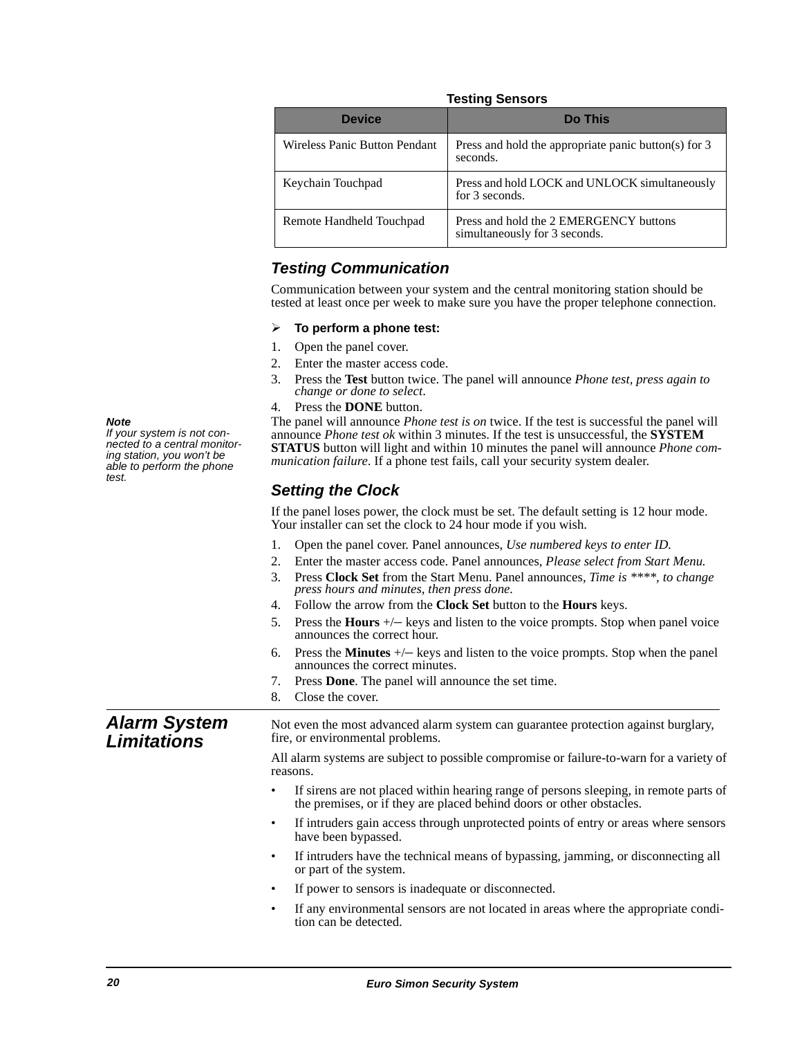**Testing Sensors**

| Device | Do This |
| --- | --- |
| Wireless Panic Button Pendant | Press and hold the appropriate panic button(s) for 3 seconds. |
| Keychain Touchpad | Press and hold LOCK and UNLOCK simultaneously for 3 seconds. |
| Remote Handheld Touchpad | Press and hold the 2 EMERGENCY buttons simultaneously for 3 seconds. |

### *Testing Communication*

Communication between your system and the central monitoring station should be tested at least once per week to make sure you have the proper telephone connection.

➢ **To perform a phone test:**

1. Open the panel cover.
2. Enter the master access code.
3. Press the **Test** button twice. The panel will announce *Phone test, press again to change or done to select*.
4. Press the **DONE** button.

The panel will announce *Phone test is on* twice. If the test is successful the panel will announce *Phone test ok* within 3 minutes. If the test is unsuccessful, the **SYSTEM STATUS** button will light and within 10 minutes the panel will announce *Phone communication failure*. If a phone test fails, call your security system dealer.

***Note***
*If your system is not connected to a central monitoring station, you won't be able to perform the phone test.*

### *Setting the Clock*

If the panel loses power, the clock must be set. The default setting is 12 hour mode. Your installer can set the clock to 24 hour mode if you wish.

1. Open the panel cover. Panel announces, *Use numbered keys to enter ID.*
2. Enter the master access code. Panel announces, *Please select from Start Menu.*
3. Press **Clock Set** from the Start Menu. Panel announces, *Time is ****, to change press hours and minutes, then press done.*
4. Follow the arrow from the **Clock Set** button to the **Hours** keys.
5. Press the **Hours** +/– keys and listen to the voice prompts. Stop when panel voice announces the correct hour.
6. Press the **Minutes** +/– keys and listen to the voice prompts. Stop when the panel announces the correct minutes.
7. Press **Done**. The panel will announce the set time.
8. Close the cover.

## *Alarm System Limitations*

Not even the most advanced alarm system can guarantee protection against burglary, fire, or environmental problems.

All alarm systems are subject to possible compromise or failure-to-warn for a variety of reasons.

- If sirens are not placed within hearing range of persons sleeping, in remote parts of the premises, or if they are placed behind doors or other obstacles.
- If intruders gain access through unprotected points of entry or areas where sensors have been bypassed.
- If intruders have the technical means of bypassing, jamming, or disconnecting all or part of the system.
- If power to sensors is inadequate or disconnected.
- If any environmental sensors are not located in areas where the appropriate condition can be detected.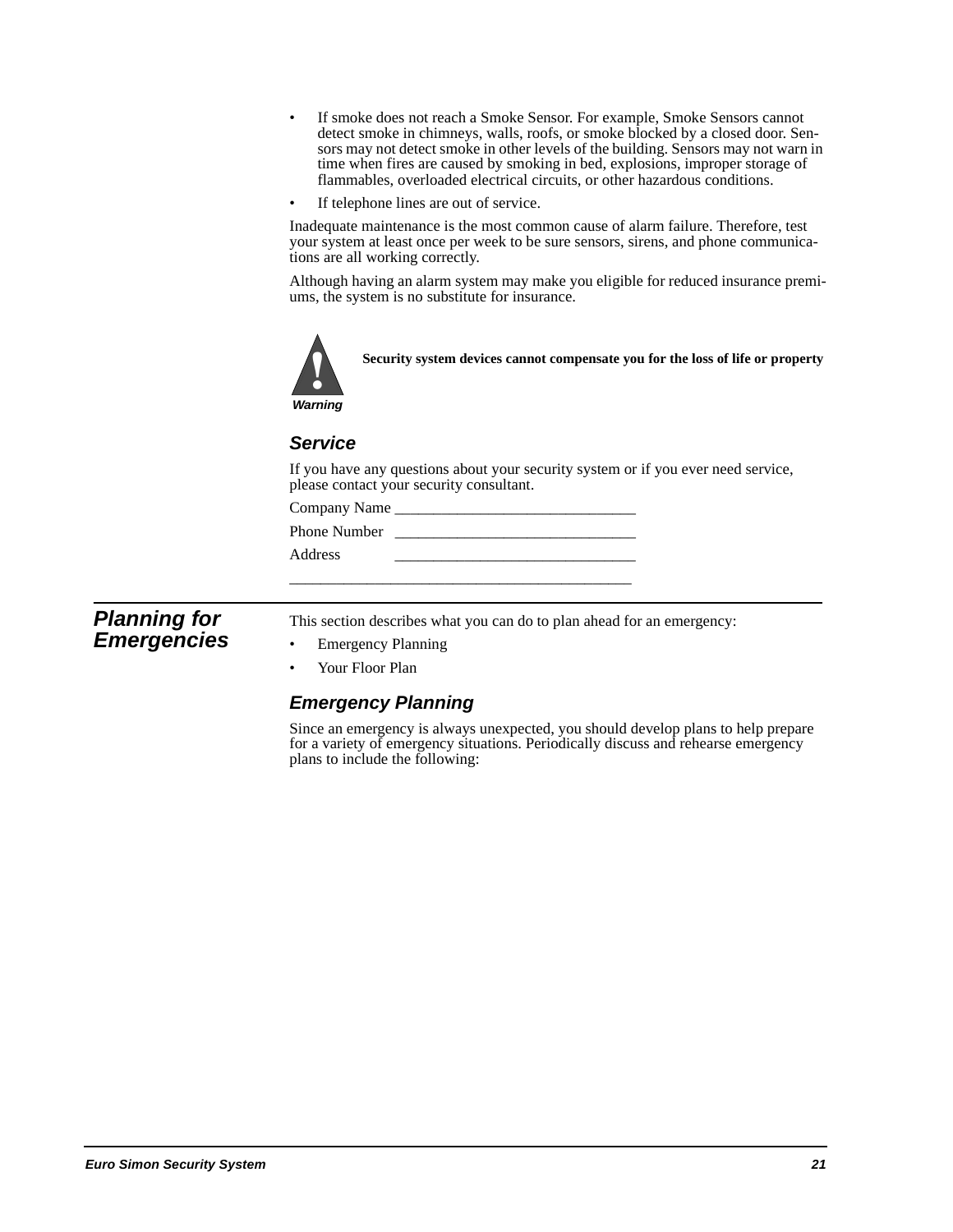- If smoke does not reach a Smoke Sensor. For example, Smoke Sensors cannot detect smoke in chimneys, walls, roofs, or smoke blocked by a closed door. Sensors may not detect smoke in other levels of the building. Sensors may not warn in time when fires are caused by smoking in bed, explosions, improper storage of flammables, overloaded electrical circuits, or other hazardous conditions.
- If telephone lines are out of service.

Inadequate maintenance is the most common cause of alarm failure. Therefore, test your system at least once per week to be sure sensors, sirens, and phone communications are all working correctly.

Although having an alarm system may make you eligible for reduced insurance premiums, the system is no substitute for insurance.

*Warning*

**Security system devices cannot compensate you for the loss of life or property**

### *Service*

If you have any questions about your security system or if you ever need service, please contact your security consultant.

Company Name ______________________________

Phone Number ______________________________

Address ______________________________

__________________________________________

## *Planning for Emergencies*

This section describes what you can do to plan ahead for an emergency:

- Emergency Planning
- Your Floor Plan

### *Emergency Planning*

Since an emergency is always unexpected, you should develop plans to help prepare for a variety of emergency situations. Periodically discuss and rehearse emergency plans to include the following: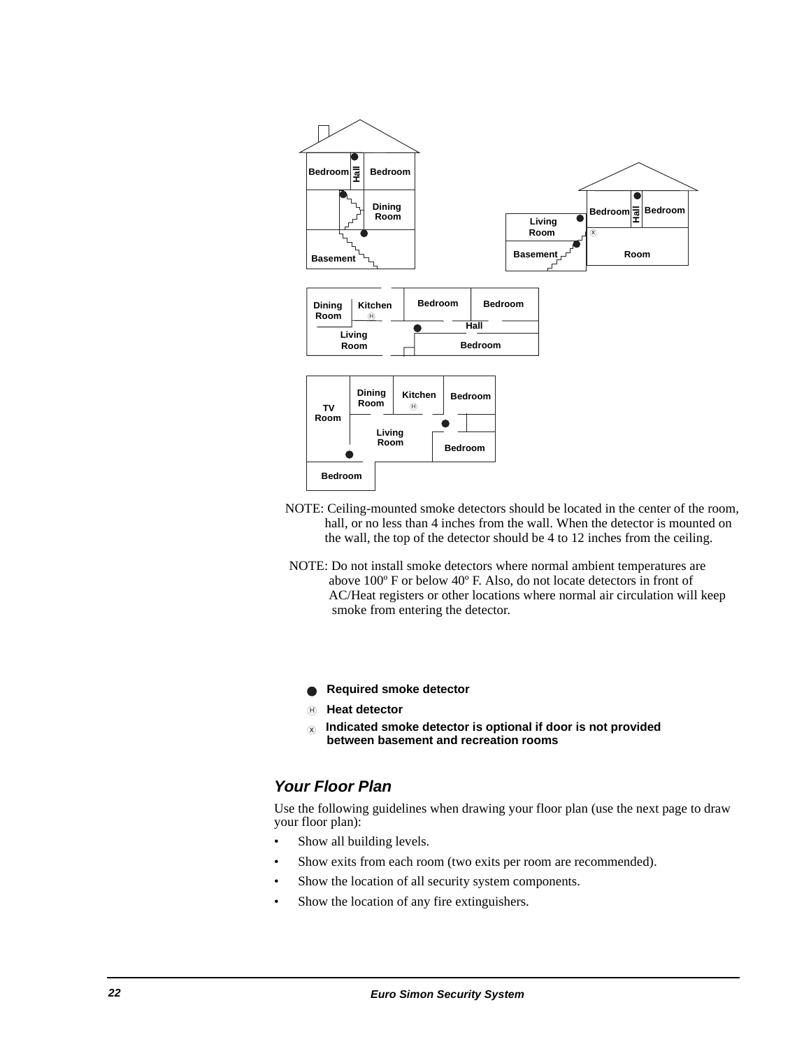NOTE: Ceiling-mounted smoke detectors should be located in the center of the room, hall, or no less than 4 inches from the wall. When the detector is mounted on the wall, the top of the detector should be 4 to 12 inches from the ceiling.

NOTE: Do not install smoke detectors where normal ambient temperatures are above 100º F or below 40º F. Also, do not locate detectors in front of AC/Heat registers or other locations where normal air circulation will keep smoke from entering the detector.

- ● **Required smoke detector**
- Ⓗ **Heat detector**
- Ⓧ **Indicated smoke detector is optional if door is not provided between basement and recreation rooms**

## *Your Floor Plan*

Use the following guidelines when drawing your floor plan (use the next page to draw your floor plan):

- Show all building levels.
- Show exits from each room (two exits per room are recommended).
- Show the location of all security system components.
- Show the location of any fire extinguishers.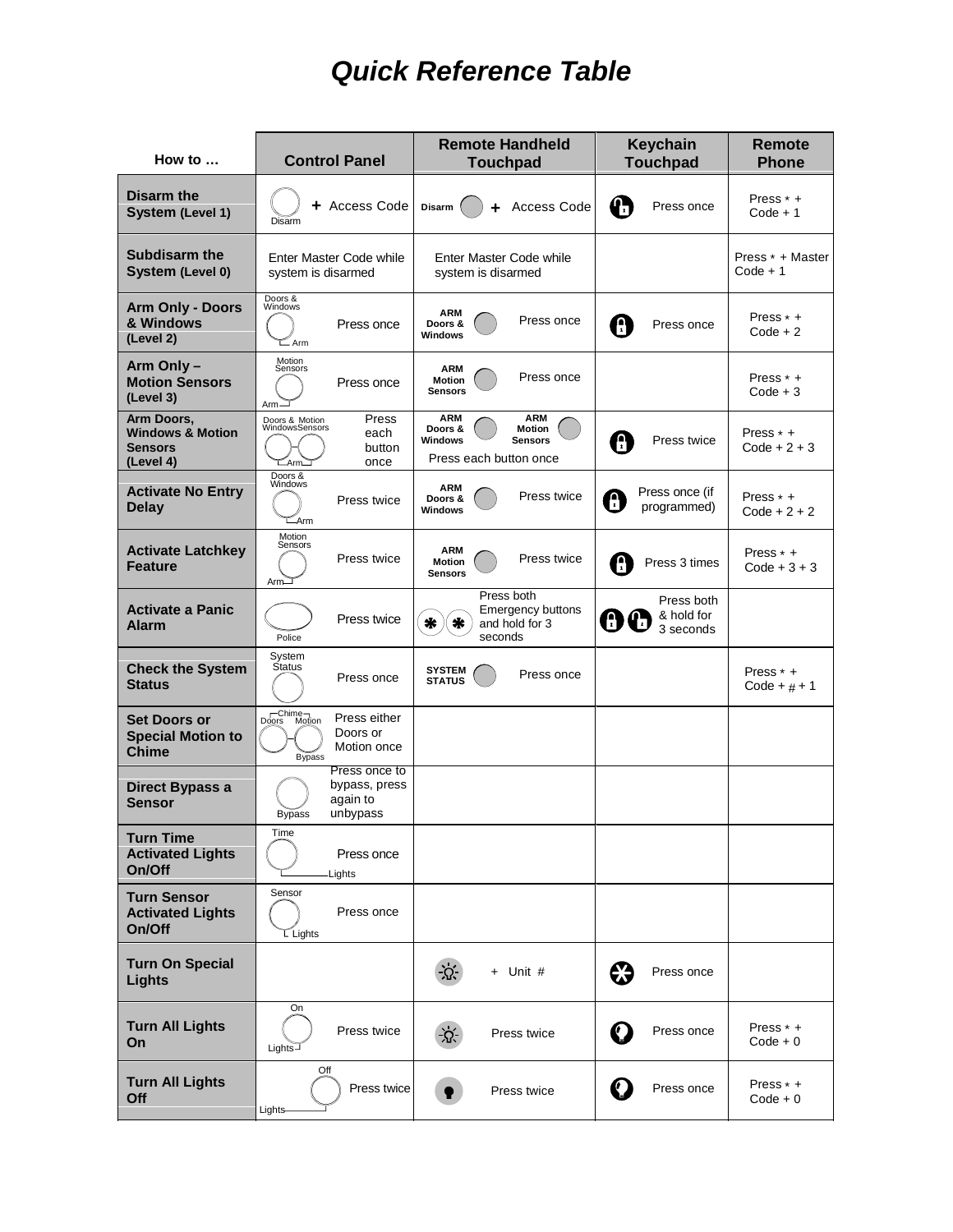# *Quick Reference Table*

| How to … | Control Panel | Remote Handheld Touchpad | Keychain Touchpad | Remote Phone |
|---|---|---|---|---|
| **Disarm the System (Level 1)** | Disarm + Access Code | Disarm + Access Code | Press once | Press * + Code + 1 |
| **Subdisarm the System (Level 0)** | Enter Master Code while system is disarmed | Enter Master Code while system is disarmed | | Press * + Master Code + 1 |
| **Arm Only - Doors & Windows (Level 2)** | Doors & Windows / Arm — Press once | ARM Doors & Windows — Press once | Press once | Press * + Code + 2 |
| **Arm Only – Motion Sensors (Level 3)** | Motion Sensors / Arm — Press once | ARM Motion Sensors — Press once | | Press * + Code + 3 |
| **Arm Doors, Windows & Motion Sensors (Level 4)** | Doors & Windows, Motion Sensors / Arm — Press each button once | ARM Doors & Windows, ARM Motion Sensors — Press each button once | Press twice | Press * + Code + 2 + 3 |
| **Activate No Entry Delay** | Doors & Windows / Arm — Press twice | ARM Doors & Windows — Press twice | Press once (if programmed) | Press * + Code + 2 + 2 |
| **Activate Latchkey Feature** | Motion Sensors / Arm — Press twice | ARM Motion Sensors — Press twice | Press 3 times | Press * + Code + 3 + 3 |
| **Activate a Panic Alarm** | Police — Press twice | Press both Emergency buttons and hold for 3 seconds | Press both & hold for 3 seconds | |
| **Check the System Status** | System Status — Press once | SYSTEM STATUS — Press once | | Press * + Code + # + 1 |
| **Set Doors or Special Motion to Chime** | Chime: Doors, Motion / Bypass — Press either Doors or Motion once | | | |
| **Direct Bypass a Sensor** | Bypass — Press once to bypass, press again to unbypass | | | |
| **Turn Time Activated Lights On/Off** | Time / Lights — Press once | | | |
| **Turn Sensor Activated Lights On/Off** | Sensor / Lights — Press once | | | |
| **Turn On Special Lights** | | + Unit # | Press once | |
| **Turn All Lights On** | On / Lights — Press twice | Press twice | Press once | Press * + Code + 0 |
| **Turn All Lights Off** | Off / Lights — Press twice | Press twice | Press once | Press * + Code + 0 |